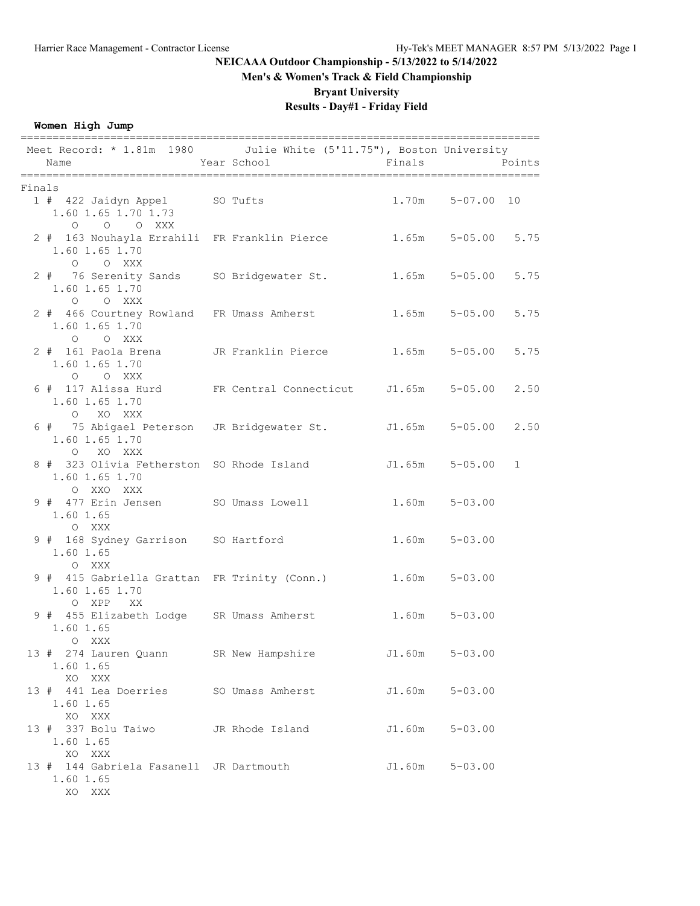**NEICAAA Outdoor Championship - 5/13/2022 to 5/14/2022**

**Men's & Women's Track & Field Championship**

**Bryant University**

**Results - Day#1 - Friday Field**

**Women High Jump**

Meet Record: * 1.81m 1980 Julie White (5'11.75"), Boston University

| Place | Name | Year | School | Finals | | Points |
|---|---|---|---|---|---|---|
| **Finals** | | | | | | |
| 1 | # 422 Jaidyn Appel | SO | Tufts | 1.70m | 5-07.00 | 10 |
| | 1.60 1.65 1.70 1.73 / O O O XXX | | | | | |
| 2 | # 163 Nouhayla Errahili | FR | Franklin Pierce | 1.65m | 5-05.00 | 5.75 |
| | 1.60 1.65 1.70 / O O XXX | | | | | |
| 2 | # 76 Serenity Sands | SO | Bridgewater St. | 1.65m | 5-05.00 | 5.75 |
| | 1.60 1.65 1.70 / O O XXX | | | | | |
| 2 | # 466 Courtney Rowland | FR | Umass Amherst | 1.65m | 5-05.00 | 5.75 |
| | 1.60 1.65 1.70 / O O XXX | | | | | |
| 2 | # 161 Paola Brena | JR | Franklin Pierce | 1.65m | 5-05.00 | 5.75 |
| | 1.60 1.65 1.70 / O O XXX | | | | | |
| 6 | # 117 Alissa Hurd | FR | Central Connecticut | J1.65m | 5-05.00 | 2.50 |
| | 1.60 1.65 1.70 / O XO XXX | | | | | |
| 6 | # 75 Abigael Peterson | JR | Bridgewater St. | J1.65m | 5-05.00 | 2.50 |
| | 1.60 1.65 1.70 / O XO XXX | | | | | |
| 8 | # 323 Olivia Fetherston | SO | Rhode Island | J1.65m | 5-05.00 | 1 |
| | 1.60 1.65 1.70 / O XXO XXX | | | | | |
| 9 | # 477 Erin Jensen | SO | Umass Lowell | 1.60m | 5-03.00 | |
| | 1.60 1.65 / O XXX | | | | | |
| 9 | # 168 Sydney Garrison | SO | Hartford | 1.60m | 5-03.00 | |
| | 1.60 1.65 / O XXX | | | | | |
| 9 | # 415 Gabriella Grattan | FR | Trinity (Conn.) | 1.60m | 5-03.00 | |
| | 1.60 1.65 1.70 / O XPP XX | | | | | |
| 9 | # 455 Elizabeth Lodge | SR | Umass Amherst | 1.60m | 5-03.00 | |
| | 1.60 1.65 / O XXX | | | | | |
| 13 | # 274 Lauren Quann | SR | New Hampshire | J1.60m | 5-03.00 | |
| | 1.60 1.65 / XO XXX | | | | | |
| 13 | # 441 Lea Doerries | SO | Umass Amherst | J1.60m | 5-03.00 | |
| | 1.60 1.65 / XO XXX | | | | | |
| 13 | # 337 Bolu Taiwo | JR | Rhode Island | J1.60m | 5-03.00 | |
| | 1.60 1.65 / XO XXX | | | | | |
| 13 | # 144 Gabriela Fasanell | JR | Dartmouth | J1.60m | 5-03.00 | |
| | 1.60 1.65 / XO XXX | | | | | |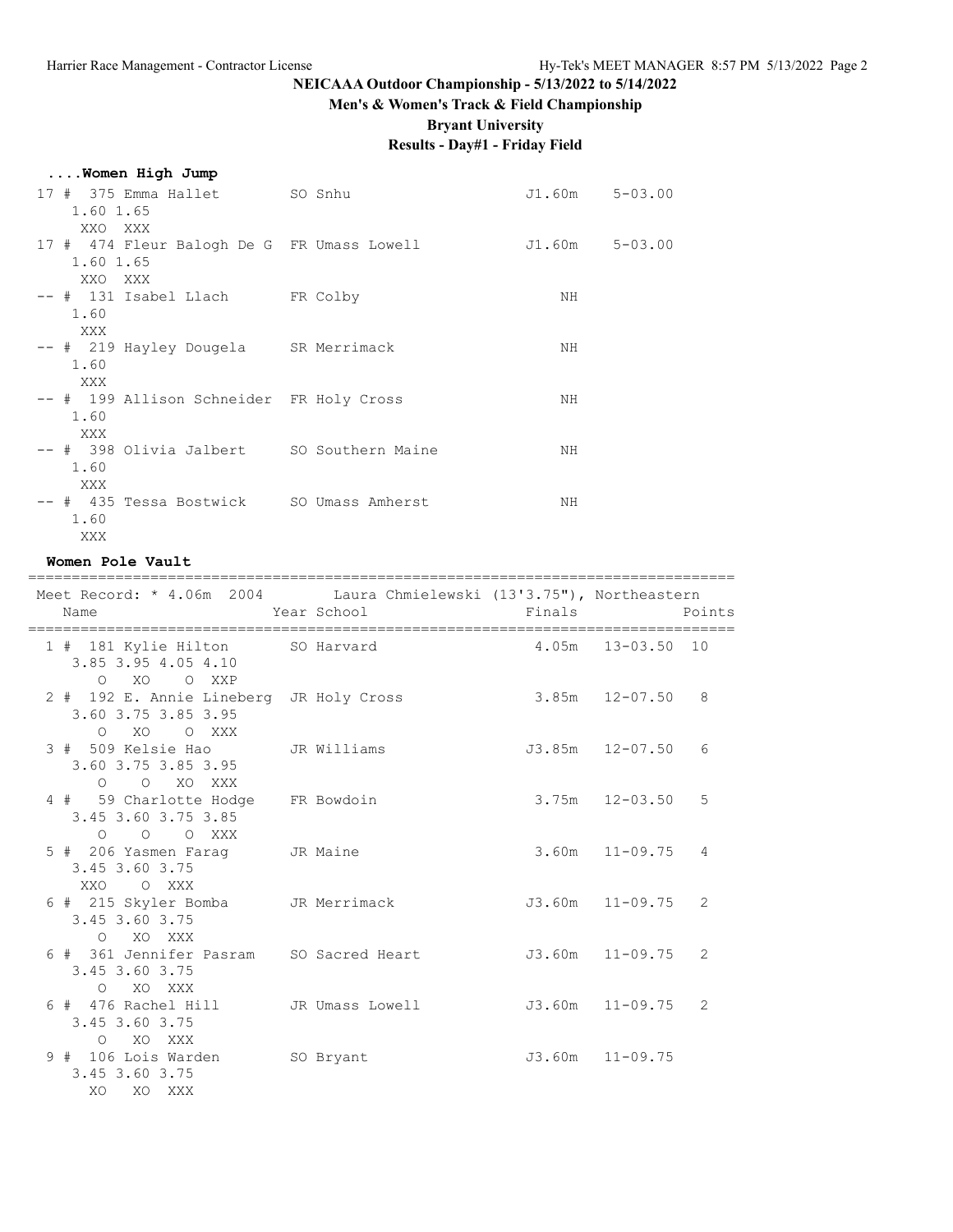# NEICAAA Outdoor Championship - 5/13/2022 to 5/14/2022

## Men's & Women's Track & Field Championship

## Bryant University

## Results - Day#1 - Friday Field

### ....Women High Jump

```
 17 #  375 Emma Hallet         SO Snhu                      J1.60m    5-03.00
     1.60 1.65
      XXO  XXX
 17 #  474 Fleur Balogh De G   FR Umass Lowell              J1.60m    5-03.00
     1.60 1.65
      XXO  XXX
 -- #  131 Isabel Llach        FR Colby                         NH
     1.60
      XXX
 -- #  219 Hayley Dougela      SR Merrimack                     NH
     1.60
      XXX
 -- #  199 Allison Schneider   FR Holy Cross                    NH
     1.60
      XXX
 -- #  398 Olivia Jalbert      SO Southern Maine                NH
     1.60
      XXX
 -- #  435 Tessa Bostwick      SO Umass Amherst                 NH
     1.60
      XXX
```

### Women Pole Vault

```
=================================================================================
 Meet Record: * 4.06m  2004        Laura Chmielewski (13'3.75"), Northeastern
    Name                    Year School                 Finals              Points
=================================================================================
  1 #  181 Kylie Hilton        SO Harvard                    4.05m   13-03.50  10
     3.85 3.95 4.05 4.10
        O   XO    O  XXP
  2 #  192 E. Annie Lineberg   JR Holy Cross                 3.85m   12-07.50   8
     3.60 3.75 3.85 3.95
        O   XO    O  XXX
  3 #  509 Kelsie Hao          JR Williams                  J3.85m   12-07.50   6
     3.60 3.75 3.85 3.95
        O    O   XO  XXX
  4 #   59 Charlotte Hodge     FR Bowdoin                    3.75m   12-03.50   5
     3.45 3.60 3.75 3.85
        O    O    O  XXX
  5 #  206 Yasmen Farag        JR Maine                      3.60m   11-09.75   4
     3.45 3.60 3.75
      XXO    O  XXX
  6 #  215 Skyler Bomba        JR Merrimack                 J3.60m   11-09.75   2
     3.45 3.60 3.75
        O   XO  XXX
  6 #  361 Jennifer Pasram     SO Sacred Heart              J3.60m   11-09.75   2
     3.45 3.60 3.75
        O   XO  XXX
  6 #  476 Rachel Hill         JR Umass Lowell              J3.60m   11-09.75   2
     3.45 3.60 3.75
        O   XO  XXX
  9 #  106 Lois Warden         SO Bryant                    J3.60m   11-09.75
     3.45 3.60 3.75
       XO   XO  XXX
```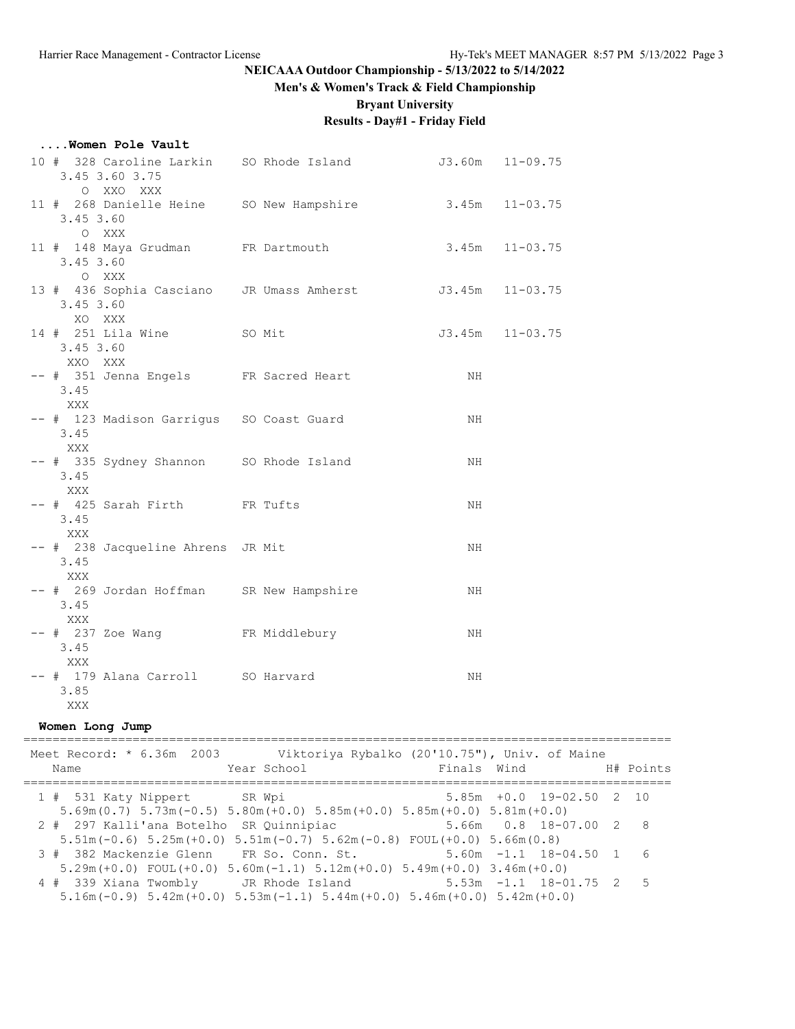## NEICAAA Outdoor Championship - 5/13/2022 to 5/14/2022

**Men's & Women's Track & Field Championship**

**Bryant University**

**Results - Day#1 - Friday Field**

### ....Women Pole Vault

```
 10 # 328 Caroline Larkin    SO Rhode Island           J3.60m   11-09.75
     3.45 3.60 3.75
        O XXO  XXX
 11 # 268 Danielle Heine     SO New Hampshire           3.45m   11-03.75
     3.45 3.60
        O  XXX
 11 # 148 Maya Grudman       FR Dartmouth               3.45m   11-03.75
     3.45 3.60
        O  XXX
 13 # 436 Sophia Casciano    JR Umass Amherst          J3.45m   11-03.75
     3.45 3.60
       XO  XXX
 14 # 251 Lila Wine          SO Mit                    J3.45m   11-03.75
     3.45 3.60
      XXO  XXX
 -- # 351 Jenna Engels       FR Sacred Heart               NH
     3.45
      XXX
 -- # 123 Madison Garrigus   SO Coast Guard                NH
     3.45
      XXX
 -- # 335 Sydney Shannon     SO Rhode Island               NH
     3.45
      XXX
 -- # 425 Sarah Firth        FR Tufts                      NH
     3.45
      XXX
 -- # 238 Jacqueline Ahrens  JR Mit                        NH
     3.45
      XXX
 -- # 269 Jordan Hoffman     SR New Hampshire              NH
     3.45
      XXX
 -- # 237 Zoe Wang           FR Middlebury                 NH
     3.45
      XXX
 -- # 179 Alana Carroll      SO Harvard                    NH
     3.85
      XXX
```

### Women Long Jump

```
=========================================================================================
 Meet Record: * 6.36m  2003       Viktoriya Rybalko (20'10.75"), Univ. of Maine
    Name                    Year School                 Finals  Wind           H# Points
=========================================================================================
  1 # 531 Katy Nippert        SR Wpi                      5.85m  +0.0  19-02.50  2  10
     5.69m(0.7) 5.73m(-0.5) 5.80m(+0.0) 5.85m(+0.0) 5.85m(+0.0) 5.81m(+0.0)
  2 # 297 Kalli'ana Botelho  SR Quinnipiac                5.66m   0.8  18-07.00  2   8
     5.51m(-0.6) 5.25m(+0.0) 5.51m(-0.7) 5.62m(-0.8) FOUL(+0.0) 5.66m(0.8)
  3 # 382 Mackenzie Glenn    FR So. Conn. St.             5.60m  -1.1  18-04.50  1   6
     5.29m(+0.0) FOUL(+0.0) 5.60m(-1.1) 5.12m(+0.0) 5.49m(+0.0) 3.46m(+0.0)
  4 # 339 Xiana Twombly      JR Rhode Island              5.53m  -1.1  18-01.75  2   5
     5.16m(-0.9) 5.42m(+0.0) 5.53m(-1.1) 5.44m(+0.0) 5.46m(+0.0) 5.42m(+0.0)
```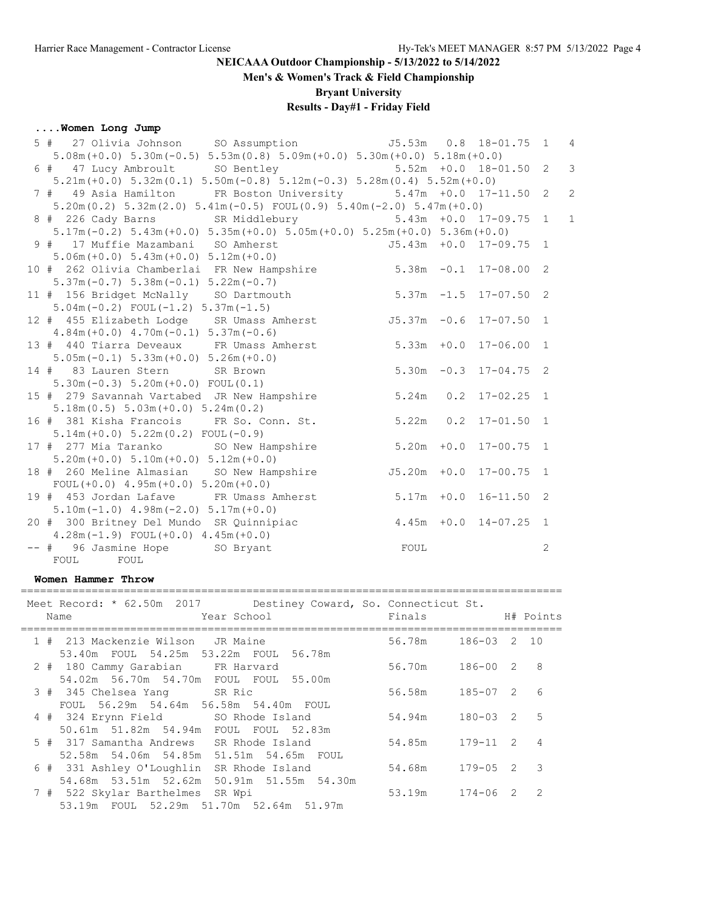# NEICAAA Outdoor Championship - 5/13/2022 to 5/14/2022

## Men's & Women's Track & Field Championship

## Bryant University

## Results - Day#1 - Friday Field

### ....Women Long Jump

| Place | # | Name | Year | School | Finals | Wind | Imperial | H# | Points |
|---|---|---|---|---|---|---|---|---|---|
| 5 | 27 | Olivia Johnson | SO | Assumption | J5.53m | 0.8 | 18-01.75 | 1 | 4 |
| | | 5.08m(+0.0) 5.30m(-0.5) 5.53m(0.8) 5.09m(+0.0) 5.30m(+0.0) 5.18m(+0.0) | | | | | | | |
| 6 | 47 | Lucy Ambroult | SO | Bentley | 5.52m | +0.0 | 18-01.50 | 2 | 3 |
| | | 5.21m(+0.0) 5.32m(0.1) 5.50m(-0.8) 5.12m(-0.3) 5.28m(0.4) 5.52m(+0.0) | | | | | | | |
| 7 | 49 | Asia Hamilton | FR | Boston University | 5.47m | +0.0 | 17-11.50 | 2 | 2 |
| | | 5.20m(0.2) 5.32m(2.0) 5.41m(-0.5) FOUL(0.9) 5.40m(-2.0) 5.47m(+0.0) | | | | | | | |
| 8 | 226 | Cady Barns | SR | Middlebury | 5.43m | +0.0 | 17-09.75 | 1 | 1 |
| | | 5.17m(-0.2) 5.43m(+0.0) 5.35m(+0.0) 5.05m(+0.0) 5.25m(+0.0) 5.36m(+0.0) | | | | | | | |
| 9 | 17 | Muffie Mazambani | SO | Amherst | J5.43m | +0.0 | 17-09.75 | 1 | |
| | | 5.06m(+0.0) 5.43m(+0.0) 5.12m(+0.0) | | | | | | | |
| 10 | 262 | Olivia Chamberlai | FR | New Hampshire | 5.38m | -0.1 | 17-08.00 | 2 | |
| | | 5.37m(-0.7) 5.38m(-0.1) 5.22m(-0.7) | | | | | | | |
| 11 | 156 | Bridget McNally | SO | Dartmouth | 5.37m | -1.5 | 17-07.50 | 2 | |
| | | 5.04m(-0.2) FOUL(-1.2) 5.37m(-1.5) | | | | | | | |
| 12 | 455 | Elizabeth Lodge | SR | Umass Amherst | J5.37m | -0.6 | 17-07.50 | 1 | |
| | | 4.84m(+0.0) 4.70m(-0.1) 5.37m(-0.6) | | | | | | | |
| 13 | 440 | Tiarra Deveaux | FR | Umass Amherst | 5.33m | +0.0 | 17-06.00 | 1 | |
| | | 5.05m(-0.1) 5.33m(+0.0) 5.26m(+0.0) | | | | | | | |
| 14 | 83 | Lauren Stern | SR | Brown | 5.30m | -0.3 | 17-04.75 | 2 | |
| | | 5.30m(-0.3) 5.20m(+0.0) FOUL(0.1) | | | | | | | |
| 15 | 279 | Savannah Vartabed | JR | New Hampshire | 5.24m | 0.2 | 17-02.25 | 1 | |
| | | 5.18m(0.5) 5.03m(+0.0) 5.24m(0.2) | | | | | | | |
| 16 | 381 | Kisha Francois | FR | So. Conn. St. | 5.22m | 0.2 | 17-01.50 | 1 | |
| | | 5.14m(+0.0) 5.22m(0.2) FOUL(-0.9) | | | | | | | |
| 17 | 277 | Mia Taranko | SO | New Hampshire | 5.20m | +0.0 | 17-00.75 | 1 | |
| | | 5.20m(+0.0) 5.10m(+0.0) 5.12m(+0.0) | | | | | | | |
| 18 | 260 | Meline Almasian | SO | New Hampshire | J5.20m | +0.0 | 17-00.75 | 1 | |
| | | FOUL(+0.0) 4.95m(+0.0) 5.20m(+0.0) | | | | | | | |
| 19 | 453 | Jordan Lafave | FR | Umass Amherst | 5.17m | +0.0 | 16-11.50 | 2 | |
| | | 5.10m(-1.0) 4.98m(-2.0) 5.17m(+0.0) | | | | | | | |
| 20 | 300 | Britney Del Mundo | SR | Quinnipiac | 4.45m | +0.0 | 14-07.25 | 1 | |
| | | 4.28m(-1.9) FOUL(+0.0) 4.45m(+0.0) | | | | | | | |
| -- | 96 | Jasmine Hope | SO | Bryant | FOUL | | | 2 | |
| | | FOUL FOUL | | | | | | | |

### Women Hammer Throw

Meet Record: * 62.50m 2017 Destiney Coward, So. Connecticut St.

| Place | # | Name | Year | School | Finals | Imperial | H# | Points |
|---|---|---|---|---|---|---|---|---|
| 1 | 213 | Mackenzie Wilson | JR | Maine | 56.78m | 186-03 | 2 | 10 |
| | | 53.40m FOUL 54.25m 53.22m FOUL 56.78m | | | | | | |
| 2 | 180 | Cammy Garabian | FR | Harvard | 56.70m | 186-00 | 2 | 8 |
| | | 54.02m 56.70m 54.70m FOUL FOUL 55.00m | | | | | | |
| 3 | 345 | Chelsea Yang | SR | Ric | 56.58m | 185-07 | 2 | 6 |
| | | FOUL 56.29m 54.64m 56.58m 54.40m FOUL | | | | | | |
| 4 | 324 | Erynn Field | SO | Rhode Island | 54.94m | 180-03 | 2 | 5 |
| | | 50.61m 51.82m 54.94m FOUL FOUL 52.83m | | | | | | |
| 5 | 317 | Samantha Andrews | SR | Rhode Island | 54.85m | 179-11 | 2 | 4 |
| | | 52.58m 54.06m 54.85m 51.51m 54.65m FOUL | | | | | | |
| 6 | 331 | Ashley O'Loughlin | SR | Rhode Island | 54.68m | 179-05 | 2 | 3 |
| | | 54.68m 53.51m 52.62m 50.91m 51.55m 54.30m | | | | | | |
| 7 | 522 | Skylar Barthelmes | SR | Wpi | 53.19m | 174-06 | 2 | 2 |
| | | 53.19m FOUL 52.29m 51.70m 52.64m 51.97m | | | | | | |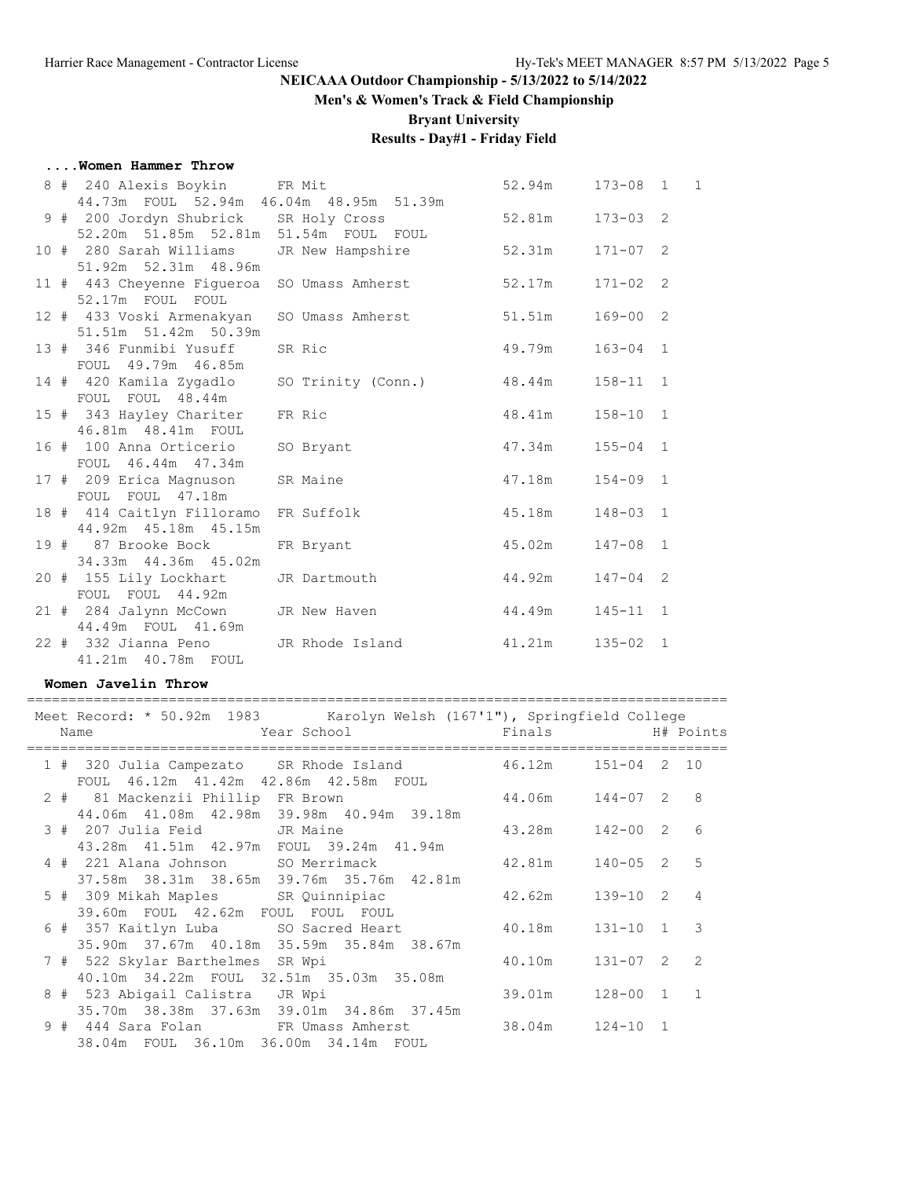## NEICAAA Outdoor Championship - 5/13/2022 to 5/14/2022

### Men's & Women's Track & Field Championship

### Bryant University

### Results - Day#1 - Friday Field

#### ....Women Hammer Throw

| Place | Comp# | Name | Year | School | Finals | | H# | Points |
|---|---|---|---|---|---|---|---|---|
| 8 # | 240 | Alexis Boykin | FR | Mit | 52.94m | 173-08 | 1 | 1 |
| | | 44.73m FOUL 52.94m 46.04m 48.95m 51.39m | | | | | | |
| 9 # | 200 | Jordyn Shubrick | SR | Holy Cross | 52.81m | 173-03 | 2 | |
| | | 52.20m 51.85m 52.81m 51.54m FOUL FOUL | | | | | | |
| 10 # | 280 | Sarah Williams | JR | New Hampshire | 52.31m | 171-07 | 2 | |
| | | 51.92m 52.31m 48.96m | | | | | | |
| 11 # | 443 | Cheyenne Figueroa | SO | Umass Amherst | 52.17m | 171-02 | 2 | |
| | | 52.17m FOUL FOUL | | | | | | |
| 12 # | 433 | Voski Armenakyan | SO | Umass Amherst | 51.51m | 169-00 | 2 | |
| | | 51.51m 51.42m 50.39m | | | | | | |
| 13 # | 346 | Funmibi Yusuff | SR | Ric | 49.79m | 163-04 | 1 | |
| | | FOUL 49.79m 46.85m | | | | | | |
| 14 # | 420 | Kamila Zygadlo | SO | Trinity (Conn.) | 48.44m | 158-11 | 1 | |
| | | FOUL FOUL 48.44m | | | | | | |
| 15 # | 343 | Hayley Chariter | FR | Ric | 48.41m | 158-10 | 1 | |
| | | 46.81m 48.41m FOUL | | | | | | |
| 16 # | 100 | Anna Orticerio | SO | Bryant | 47.34m | 155-04 | 1 | |
| | | FOUL 46.44m 47.34m | | | | | | |
| 17 # | 209 | Erica Magnuson | SR | Maine | 47.18m | 154-09 | 1 | |
| | | FOUL FOUL 47.18m | | | | | | |
| 18 # | 414 | Caitlyn Filloramo | FR | Suffolk | 45.18m | 148-03 | 1 | |
| | | 44.92m 45.18m 45.15m | | | | | | |
| 19 # | 87 | Brooke Bock | FR | Bryant | 45.02m | 147-08 | 1 | |
| | | 34.33m 44.36m 45.02m | | | | | | |
| 20 # | 155 | Lily Lockhart | JR | Dartmouth | 44.92m | 147-04 | 2 | |
| | | FOUL FOUL 44.92m | | | | | | |
| 21 # | 284 | Jalynn McCown | JR | New Haven | 44.49m | 145-11 | 1 | |
| | | 44.49m FOUL 41.69m | | | | | | |
| 22 # | 332 | Jianna Peno | JR | Rhode Island | 41.21m | 135-02 | 1 | |
| | | 41.21m 40.78m FOUL | | | | | | |

#### Women Javelin Throw

Meet Record: * 50.92m 1983 Karolyn Welsh (167'1"), Springfield College

| Place | Comp# | Name | Year | School | Finals | | H# | Points |
|---|---|---|---|---|---|---|---|---|
| 1 # | 320 | Julia Campezato | SR | Rhode Island | 46.12m | 151-04 | 2 | 10 |
| | | FOUL 46.12m 41.42m 42.86m 42.58m FOUL | | | | | | |
| 2 # | 81 | Mackenzii Phillip | FR | Brown | 44.06m | 144-07 | 2 | 8 |
| | | 44.06m 41.08m 42.98m 39.98m 40.94m 39.18m | | | | | | |
| 3 # | 207 | Julia Feid | JR | Maine | 43.28m | 142-00 | 2 | 6 |
| | | 43.28m 41.51m 42.97m FOUL 39.24m 41.94m | | | | | | |
| 4 # | 221 | Alana Johnson | SO | Merrimack | 42.81m | 140-05 | 2 | 5 |
| | | 37.58m 38.31m 38.65m 39.76m 35.76m 42.81m | | | | | | |
| 5 # | 309 | Mikah Maples | SR | Quinnipiac | 42.62m | 139-10 | 2 | 4 |
| | | 39.60m FOUL 42.62m FOUL FOUL FOUL | | | | | | |
| 6 # | 357 | Kaitlyn Luba | SO | Sacred Heart | 40.18m | 131-10 | 1 | 3 |
| | | 35.90m 37.67m 40.18m 35.59m 35.84m 38.67m | | | | | | |
| 7 # | 522 | Skylar Barthelmes | SR | Wpi | 40.10m | 131-07 | 2 | 2 |
| | | 40.10m 34.22m FOUL 32.51m 35.03m 35.08m | | | | | | |
| 8 # | 523 | Abigail Calistra | JR | Wpi | 39.01m | 128-00 | 1 | 1 |
| | | 35.70m 38.38m 37.63m 39.01m 34.86m 37.45m | | | | | | |
| 9 # | 444 | Sara Folan | FR | Umass Amherst | 38.04m | 124-10 | 1 | |
| | | 38.04m FOUL 36.10m 36.00m 34.14m FOUL | | | | | | |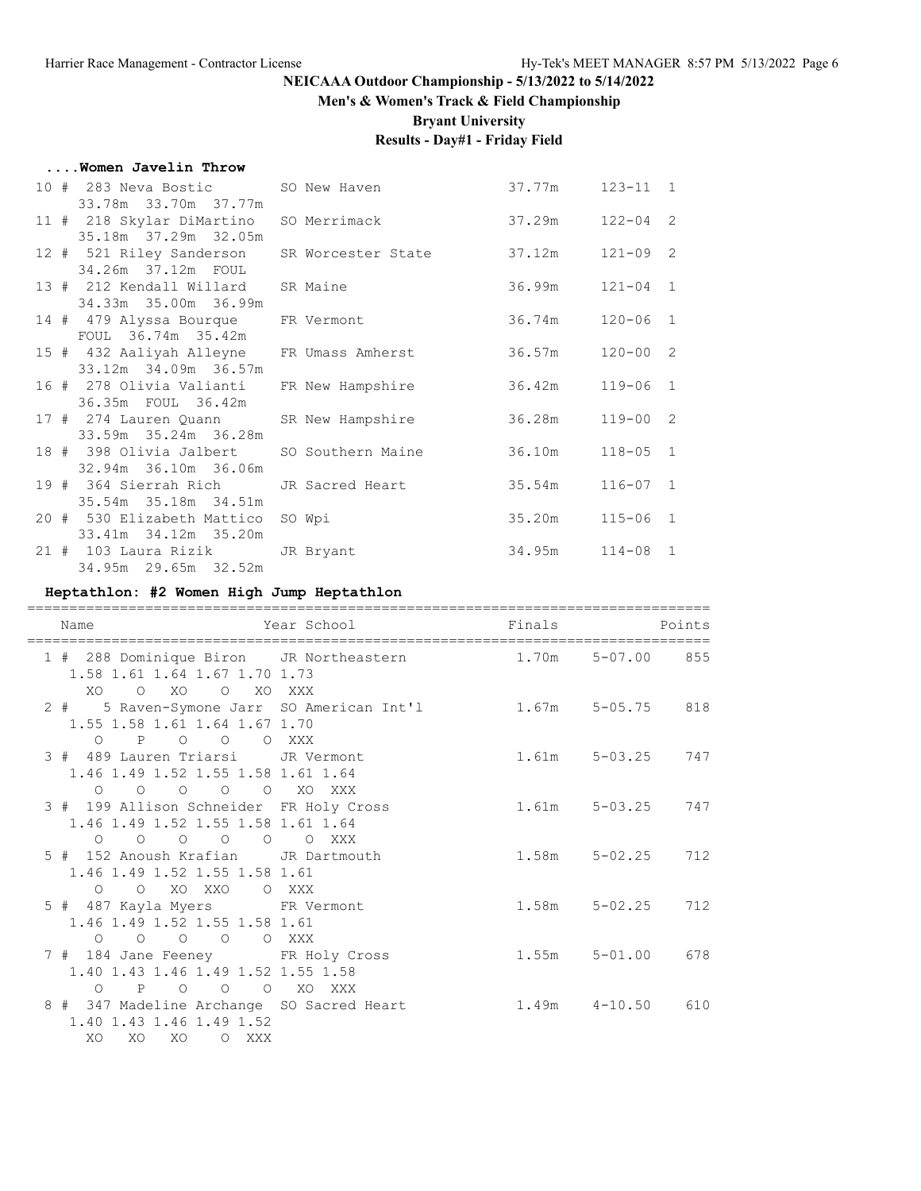## NEICAAA Outdoor Championship - 5/13/2022 to 5/14/2022

### Men's & Women's Track & Field Championship

### Bryant University

### Results - Day#1 - Friday Field

**....Women Javelin Throw**

| Place | # | Name | Year | School | Finals | | Flight |
|---|---|---|---|---|---|---|---|
| 10 # | 283 | Neva Bostic | SO | New Haven | 37.77m | 123-11 | 1 |
| | | 33.78m 33.70m 37.77m | | | | | |
| 11 # | 218 | Skylar DiMartino | SO | Merrimack | 37.29m | 122-04 | 2 |
| | | 35.18m 37.29m 32.05m | | | | | |
| 12 # | 521 | Riley Sanderson | SR | Worcester State | 37.12m | 121-09 | 2 |
| | | 34.26m 37.12m FOUL | | | | | |
| 13 # | 212 | Kendall Willard | SR | Maine | 36.99m | 121-04 | 1 |
| | | 34.33m 35.00m 36.99m | | | | | |
| 14 # | 479 | Alyssa Bourque | FR | Vermont | 36.74m | 120-06 | 1 |
| | | FOUL 36.74m 35.42m | | | | | |
| 15 # | 432 | Aaliyah Alleyne | FR | Umass Amherst | 36.57m | 120-00 | 2 |
| | | 33.12m 34.09m 36.57m | | | | | |
| 16 # | 278 | Olivia Valianti | FR | New Hampshire | 36.42m | 119-06 | 1 |
| | | 36.35m FOUL 36.42m | | | | | |
| 17 # | 274 | Lauren Quann | SR | New Hampshire | 36.28m | 119-00 | 2 |
| | | 33.59m 35.24m 36.28m | | | | | |
| 18 # | 398 | Olivia Jalbert | SO | Southern Maine | 36.10m | 118-05 | 1 |
| | | 32.94m 36.10m 36.06m | | | | | |
| 19 # | 364 | Sierrah Rich | JR | Sacred Heart | 35.54m | 116-07 | 1 |
| | | 35.54m 35.18m 34.51m | | | | | |
| 20 # | 530 | Elizabeth Mattico | SO | Wpi | 35.20m | 115-06 | 1 |
| | | 33.41m 34.12m 35.20m | | | | | |
| 21 # | 103 | Laura Rizik | JR | Bryant | 34.95m | 114-08 | 1 |
| | | 34.95m 29.65m 32.52m | | | | | |

**Heptathlon: #2 Women High Jump Heptathlon**

| Place | # | Name | Year | School | Finals | | Points |
|---|---|---|---|---|---|---|---|
| 1 # | 288 | Dominique Biron | JR | Northeastern | 1.70m | 5-07.00 | 855 |
| | | 1.58 1.61 1.64 1.67 1.70 1.73 | | | | | |
| | | XO O XO O XO XXX | | | | | |
| 2 # | 5 | Raven-Symone Jarr | SO | American Int'l | 1.67m | 5-05.75 | 818 |
| | | 1.55 1.58 1.61 1.64 1.67 1.70 | | | | | |
| | | O P O O O XXX | | | | | |
| 3 # | 489 | Lauren Triarsi | JR | Vermont | 1.61m | 5-03.25 | 747 |
| | | 1.46 1.49 1.52 1.55 1.58 1.61 1.64 | | | | | |
| | | O O O O O XO XXX | | | | | |
| 3 # | 199 | Allison Schneider | FR | Holy Cross | 1.61m | 5-03.25 | 747 |
| | | 1.46 1.49 1.52 1.55 1.58 1.61 1.64 | | | | | |
| | | O O O O O O XXX | | | | | |
| 5 # | 152 | Anoush Krafian | JR | Dartmouth | 1.58m | 5-02.25 | 712 |
| | | 1.46 1.49 1.52 1.55 1.58 1.61 | | | | | |
| | | O O XO XXO O XXX | | | | | |
| 5 # | 487 | Kayla Myers | FR | Vermont | 1.58m | 5-02.25 | 712 |
| | | 1.46 1.49 1.52 1.55 1.58 1.61 | | | | | |
| | | O O O O O XXX | | | | | |
| 7 # | 184 | Jane Feeney | FR | Holy Cross | 1.55m | 5-01.00 | 678 |
| | | 1.40 1.43 1.46 1.49 1.52 1.55 1.58 | | | | | |
| | | O P O O O XO XXX | | | | | |
| 8 # | 347 | Madeline Archange | SO | Sacred Heart | 1.49m | 4-10.50 | 610 |
| | | 1.40 1.43 1.46 1.49 1.52 | | | | | |
| | | XO XO XO O XXX | | | | | |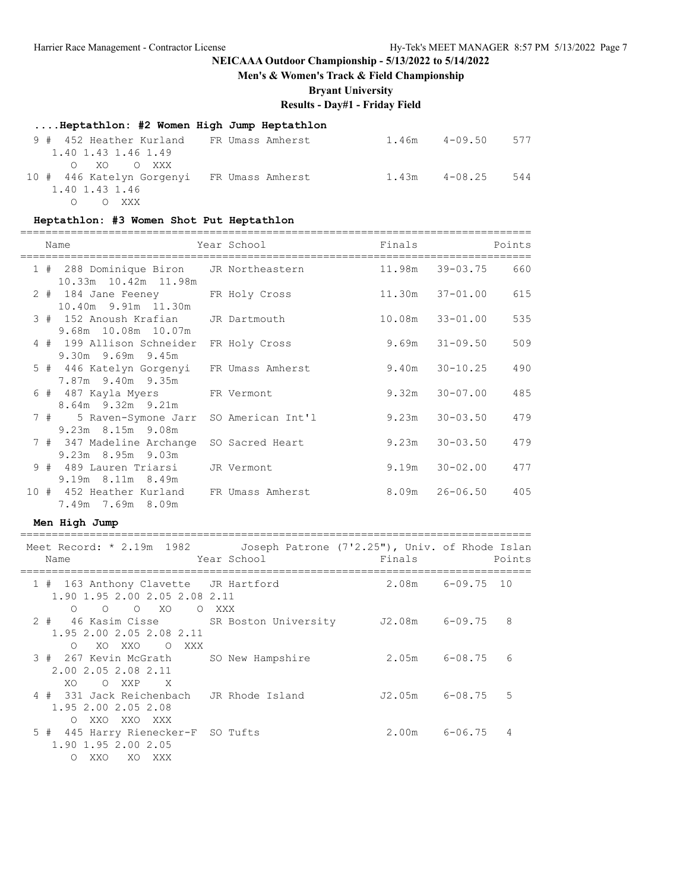**NEICAAA Outdoor Championship - 5/13/2022 to 5/14/2022**

**Men's & Women's Track & Field Championship**

**Bryant University**

**Results - Day#1 - Friday Field**

### ....Heptathlon: #2 Women High Jump Heptathlon

```
  9 #  452 Heather Kurland    FR Umass Amherst             1.46m    4-09.50    577
     1.40 1.43 1.46 1.49
        O   XO    O  XXX
 10 #  446 Katelyn Gorgenyi   FR Umass Amherst             1.43m    4-08.25    544
     1.40 1.43 1.46
        O    O  XXX
```

### Heptathlon: #3 Women Shot Put Heptathlon

```
================================================================================
    Name                    Year School                 Finals            Points
================================================================================
  1 #  288 Dominique Biron    JR Northeastern             11.98m   39-03.75    660
      10.33m  10.42m  11.98m
  2 #  184 Jane Feeney        FR Holy Cross               11.30m   37-01.00    615
      10.40m  9.91m  11.30m
  3 #  152 Anoush Krafian     JR Dartmouth                10.08m   33-01.00    535
      9.68m  10.08m  10.07m
  4 #  199 Allison Schneider  FR Holy Cross                9.69m   31-09.50    509
      9.30m  9.69m  9.45m
  5 #  446 Katelyn Gorgenyi   FR Umass Amherst             9.40m   30-10.25    490
      7.87m  9.40m  9.35m
  6 #  487 Kayla Myers        FR Vermont                   9.32m   30-07.00    485
      8.64m  9.32m  9.21m
  7 #    5 Raven-Symone Jarr  SO American Int'l            9.23m   30-03.50    479
      9.23m  8.15m  9.08m
  7 #  347 Madeline Archange  SO Sacred Heart              9.23m   30-03.50    479
      9.23m  8.95m  9.03m
  9 #  489 Lauren Triarsi     JR Vermont                   9.19m   30-02.00    477
      9.19m  8.11m  8.49m
 10 #  452 Heather Kurland    FR Umass Amherst             8.09m   26-06.50    405
      7.49m  7.69m  8.09m
```

### Men High Jump

```
================================================================================
 Meet Record: * 2.19m  1982       Joseph Patrone (7'2.25"), Univ. of Rhode Islan
    Name                    Year School                 Finals            Points
================================================================================
  1 #  163 Anthony Clavette   JR Hartford                  2.08m    6-09.75  10
     1.90 1.95 2.00 2.05 2.08 2.11
        O    O    O   XO    O  XXX
  2 #   46 Kasim Cisse        SR Boston University        J2.08m    6-09.75   8
     1.95 2.00 2.05 2.08 2.11
        O   XO  XXO    O  XXX
  3 #  267 Kevin McGrath      SO New Hampshire             2.05m    6-08.75   6
     2.00 2.05 2.08 2.11
       XO    O  XXP    X
  4 #  331 Jack Reichenbach   JR Rhode Island             J2.05m    6-08.75   5
     1.95 2.00 2.05 2.08
        O  XXO  XXO  XXX
  5 #  445 Harry Rienecker-F  SO Tufts                     2.00m    6-06.75   4
     1.90 1.95 2.00 2.05
        O  XXO   XO  XXX
```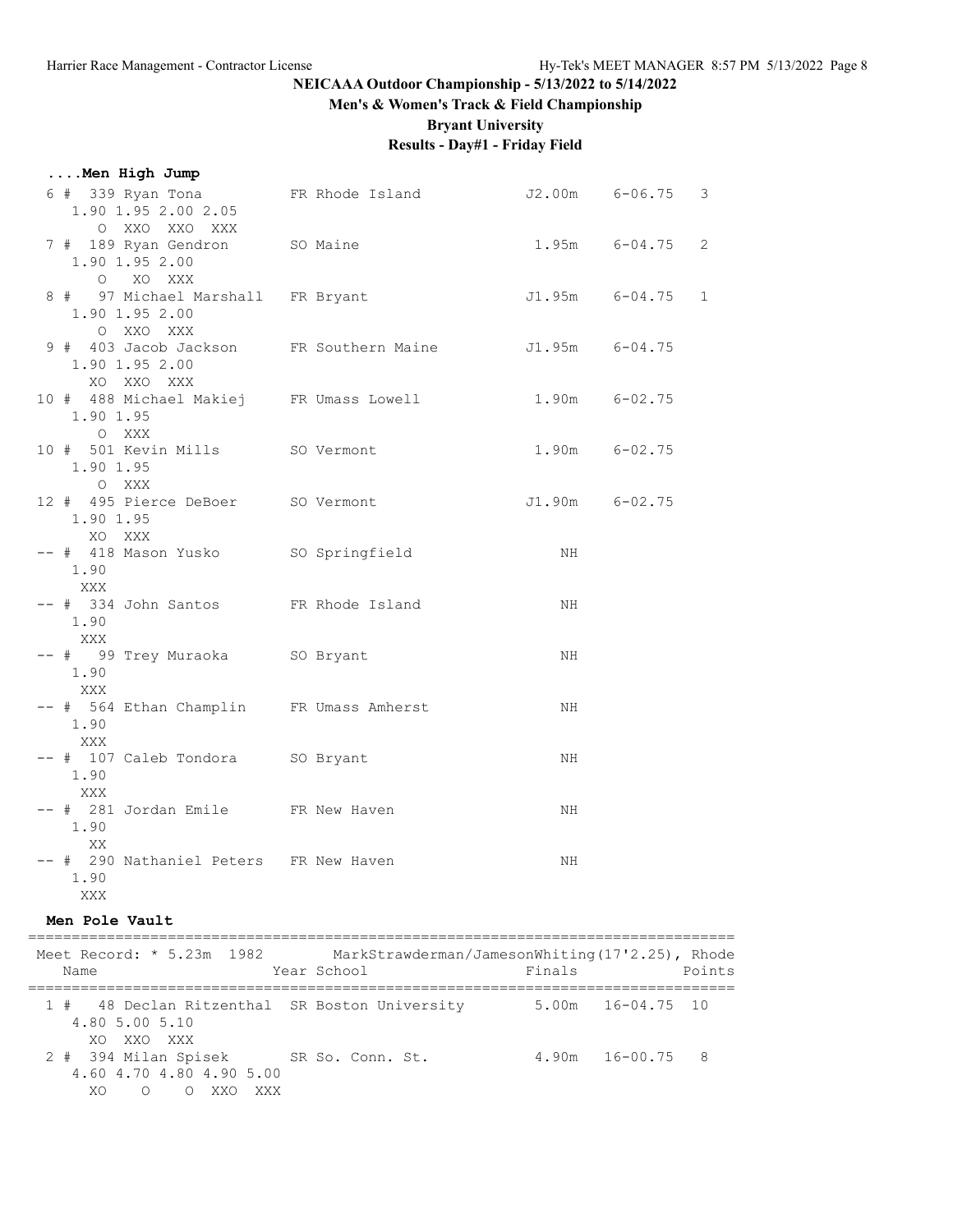## NEICAAA Outdoor Championship - 5/13/2022 to 5/14/2022

### Men's & Women's Track & Field Championship

### Bryant University

### Results - Day#1 - Friday Field

**....Men High Jump**

```
  6 #  339 Ryan Tona            FR Rhode Island           J2.00m    6-06.75   3
     1.90 1.95 2.00 2.05
        O  XXO  XXO  XXX
  7 #  189 Ryan Gendron         SO Maine                   1.95m    6-04.75   2
     1.90 1.95 2.00
        O   XO  XXX
  8 #   97 Michael Marshall     FR Bryant                 J1.95m    6-04.75   1
     1.90 1.95 2.00
        O  XXO  XXX
  9 #  403 Jacob Jackson        FR Southern Maine         J1.95m    6-04.75
     1.90 1.95 2.00
       XO  XXO  XXX
 10 #  488 Michael Makiej       FR Umass Lowell            1.90m    6-02.75
     1.90 1.95
        O  XXX
 10 #  501 Kevin Mills          SO Vermont                 1.90m    6-02.75
     1.90 1.95
        O  XXX
 12 #  495 Pierce DeBoer        SO Vermont                J1.90m    6-02.75
     1.90 1.95
       XO  XXX
 -- #  418 Mason Yusko          SO Springfield                NH
     1.90
      XXX
 -- #  334 John Santos          FR Rhode Island               NH
     1.90
      XXX
 -- #   99 Trey Muraoka         SO Bryant                     NH
     1.90
      XXX
 -- #  564 Ethan Champlin       FR Umass Amherst              NH
     1.90
      XXX
 -- #  107 Caleb Tondora        SO Bryant                     NH
     1.90
      XXX
 -- #  281 Jordan Emile         FR New Haven                  NH
     1.90
       XX
 -- #  290 Nathaniel Peters     FR New Haven                  NH
     1.90
      XXX
```

**Men Pole Vault**

```
================================================================================
 Meet Record: * 5.23m  1982        MarkStrawderman/JamesonWhiting(17'2.25), Rhode
    Name                    Year School                  Finals            Points
================================================================================
  1 #   48 Declan Ritzenthal  SR Boston University        5.00m   16-04.75  10
     4.80 5.00 5.10
       XO  XXO  XXX
  2 #  394 Milan Spisek        SR So. Conn. St.            4.90m   16-00.75   8
     4.60 4.70 4.80 4.90 5.00
       XO    O    O  XXO  XXX
```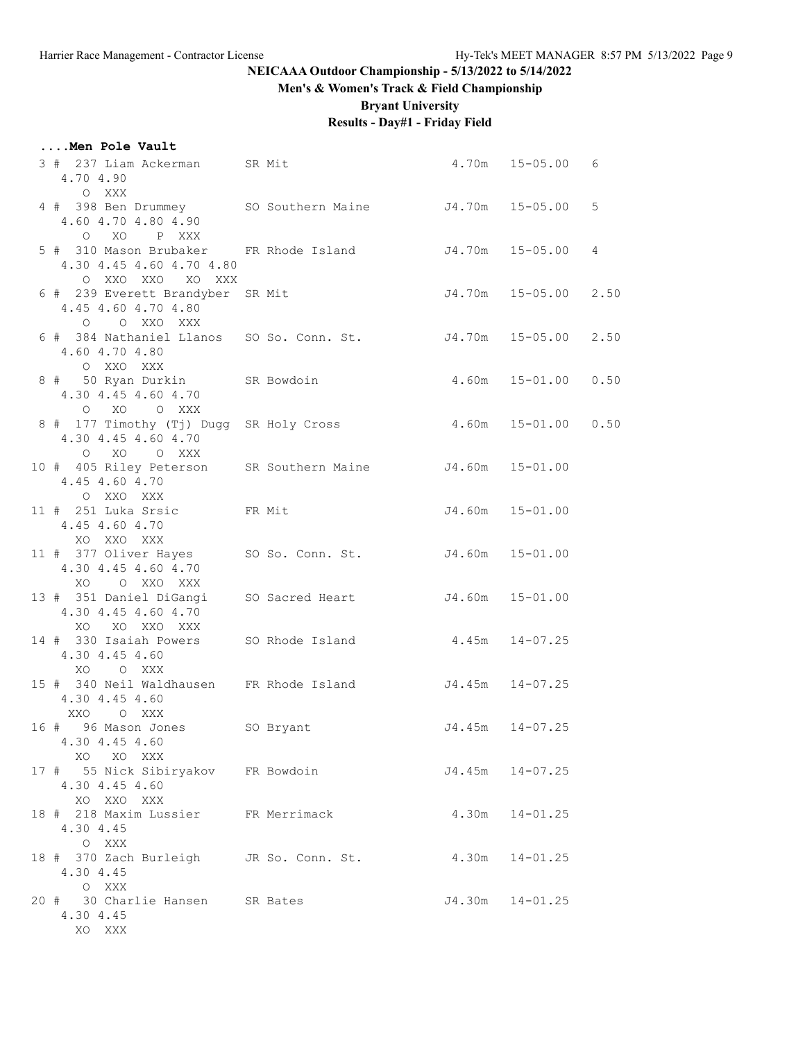**NEICAAA Outdoor Championship - 5/13/2022 to 5/14/2022**

**Men's & Women's Track & Field Championship**

**Bryant University**

**Results - Day#1 - Friday Field**

### ....Men Pole Vault

```
  3 #  237 Liam Ackerman      SR Mit                       4.70m   15-05.00   6
     4.70 4.90
        O  XXX
  4 #  398 Ben Drummey        SO Southern Maine           J4.70m   15-05.00   5
     4.60 4.70 4.80 4.90
        O   XO    P  XXX
  5 #  310 Mason Brubaker     FR Rhode Island             J4.70m   15-05.00   4
     4.30 4.45 4.60 4.70 4.80
        O  XXO  XXO   XO  XXX
  6 #  239 Everett Brandyber  SR Mit                      J4.70m   15-05.00   2.50
     4.45 4.60 4.70 4.80
        O    O  XXO  XXX
  6 #  384 Nathaniel Llanos   SO So. Conn. St.            J4.70m   15-05.00   2.50
     4.60 4.70 4.80
        O  XXO  XXX
  8 #   50 Ryan Durkin        SR Bowdoin                   4.60m   15-01.00   0.50
     4.30 4.45 4.60 4.70
        O   XO    O  XXX
  8 #  177 Timothy (Tj) Dugg  SR Holy Cross                4.60m   15-01.00   0.50
     4.30 4.45 4.60 4.70
        O   XO    O  XXX
 10 #  405 Riley Peterson     SR Southern Maine           J4.60m   15-01.00
     4.45 4.60 4.70
        O  XXO  XXX
 11 #  251 Luka Srsic         FR Mit                      J4.60m   15-01.00
     4.45 4.60 4.70
       XO  XXO  XXX
 11 #  377 Oliver Hayes       SO So. Conn. St.            J4.60m   15-01.00
     4.30 4.45 4.60 4.70
       XO    O  XXO  XXX
 13 #  351 Daniel DiGangi     SO Sacred Heart             J4.60m   15-01.00
     4.30 4.45 4.60 4.70
       XO   XO  XXO  XXX
 14 #  330 Isaiah Powers      SO Rhode Island              4.45m   14-07.25
     4.30 4.45 4.60
       XO    O  XXX
 15 #  340 Neil Waldhausen    FR Rhode Island             J4.45m   14-07.25
     4.30 4.45 4.60
      XXO    O  XXX
 16 #   96 Mason Jones        SO Bryant                   J4.45m   14-07.25
     4.30 4.45 4.60
       XO   XO  XXX
 17 #   55 Nick Sibiryakov    FR Bowdoin                  J4.45m   14-07.25
     4.30 4.45 4.60
       XO  XXO  XXX
 18 #  218 Maxim Lussier      FR Merrimack                 4.30m   14-01.25
     4.30 4.45
        O  XXX
 18 #  370 Zach Burleigh      JR So. Conn. St.             4.30m   14-01.25
     4.30 4.45
        O  XXX
 20 #   30 Charlie Hansen     SR Bates                    J4.30m   14-01.25
     4.30 4.45
       XO  XXX
```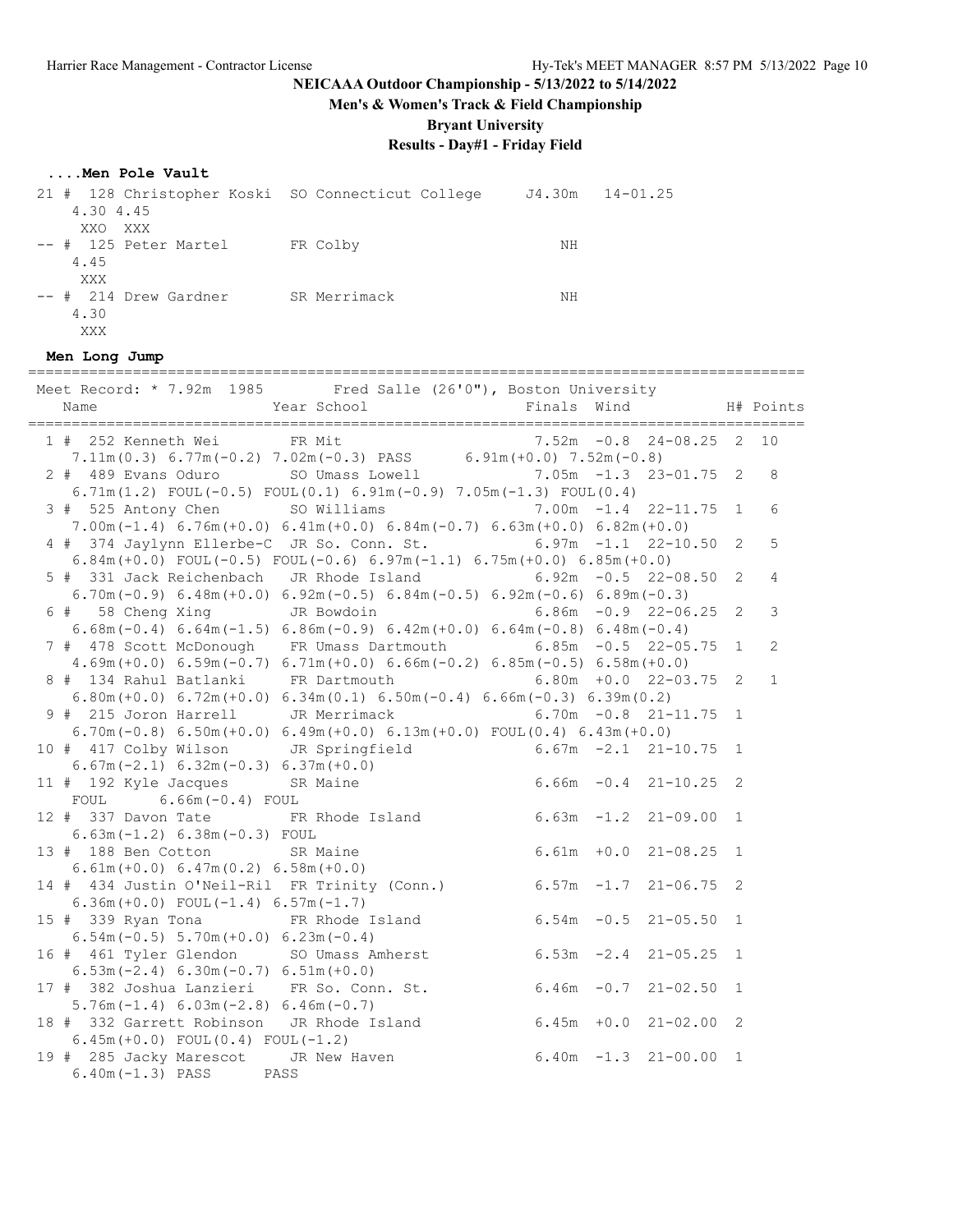**NEICAAA Outdoor Championship - 5/13/2022 to 5/14/2022**

**Men's & Women's Track & Field Championship**

**Bryant University**

**Results - Day#1 - Friday Field**

### ....Men Pole Vault

```
 21 # 128 Christopher Koski  SO Connecticut College     J4.30m   14-01.25
    4.30 4.45
     XXO  XXX
 -- # 125 Peter Martel       FR Colby                       NH
    4.45
     XXX
 -- # 214 Drew Gardner       SR Merrimack                   NH
    4.30
     XXX
```

### Men Long Jump

```
===========================================================================================
 Meet Record: * 7.92m  1985        Fred Salle (26'0"), Boston University
    Name                    Year School                 Finals  Wind            H# Points
===========================================================================================
  1 # 252 Kenneth Wei        FR Mit                      7.52m  -0.8  24-08.25  2  10
    7.11m(0.3) 6.77m(-0.2) 7.02m(-0.3) PASS      6.91m(+0.0) 7.52m(-0.8)
  2 # 489 Evans Oduro        SO Umass Lowell             7.05m  -1.3  23-01.75  2   8
    6.71m(1.2) FOUL(-0.5) FOUL(0.1) 6.91m(-0.9) 7.05m(-1.3) FOUL(0.4)
  3 # 525 Antony Chen        SO Williams                 7.00m  -1.4  22-11.75  1   6
    7.00m(-1.4) 6.76m(+0.0) 6.41m(+0.0) 6.84m(-0.7) 6.63m(+0.0) 6.82m(+0.0)
  4 # 374 Jaylynn Ellerbe-C  JR So. Conn. St.            6.97m  -1.1  22-10.50  2   5
    6.84m(+0.0) FOUL(-0.5) FOUL(-0.6) 6.97m(-1.1) 6.75m(+0.0) 6.85m(+0.0)
  5 # 331 Jack Reichenbach   JR Rhode Island             6.92m  -0.5  22-08.50  2   4
    6.70m(-0.9) 6.48m(+0.0) 6.92m(-0.5) 6.84m(-0.5) 6.92m(-0.6) 6.89m(-0.3)
  6 #  58 Cheng Xing         JR Bowdoin                  6.86m  -0.9  22-06.25  2   3
    6.68m(-0.4) 6.64m(-1.5) 6.86m(-0.9) 6.42m(+0.0) 6.64m(-0.8) 6.48m(-0.4)
  7 # 478 Scott McDonough    FR Umass Dartmouth          6.85m  -0.5  22-05.75  1   2
    4.69m(+0.0) 6.59m(-0.7) 6.71m(+0.0) 6.66m(-0.2) 6.85m(-0.5) 6.58m(+0.0)
  8 # 134 Rahul Batlanki     FR Dartmouth                6.80m  +0.0  22-03.75  2   1
    6.80m(+0.0) 6.72m(+0.0) 6.34m(0.1) 6.50m(-0.4) 6.66m(-0.3) 6.39m(0.2)
  9 # 215 Joron Harrell      JR Merrimack                6.70m  -0.8  21-11.75  1
    6.70m(-0.8) 6.50m(+0.0) 6.49m(+0.0) 6.13m(+0.0) FOUL(0.4) 6.43m(+0.0)
 10 # 417 Colby Wilson       JR Springfield              6.67m  -2.1  21-10.75  1
    6.67m(-2.1) 6.32m(-0.3) 6.37m(+0.0)
 11 # 192 Kyle Jacques       SR Maine                    6.66m  -0.4  21-10.25  2
    FOUL      6.66m(-0.4) FOUL
 12 # 337 Davon Tate         FR Rhode Island             6.63m  -1.2  21-09.00  1
    6.63m(-1.2) 6.38m(-0.3) FOUL
 13 # 188 Ben Cotton         SR Maine                    6.61m  +0.0  21-08.25  1
    6.61m(+0.0) 6.47m(0.2) 6.58m(+0.0)
 14 # 434 Justin O'Neil-Ril  FR Trinity (Conn.)          6.57m  -1.7  21-06.75  2
    6.36m(+0.0) FOUL(-1.4) 6.57m(-1.7)
 15 # 339 Ryan Tona          FR Rhode Island             6.54m  -0.5  21-05.50  1
    6.54m(-0.5) 5.70m(+0.0) 6.23m(-0.4)
 16 # 461 Tyler Glendon      SO Umass Amherst            6.53m  -2.4  21-05.25  1
    6.53m(-2.4) 6.30m(-0.7) 6.51m(+0.0)
 17 # 382 Joshua Lanzieri    FR So. Conn. St.            6.46m  -0.7  21-02.50  1
    5.76m(-1.4) 6.03m(-2.8) 6.46m(-0.7)
 18 # 332 Garrett Robinson   JR Rhode Island             6.45m  +0.0  21-02.00  2
    6.45m(+0.0) FOUL(0.4) FOUL(-1.2)
 19 # 285 Jacky Marescot     JR New Haven                6.40m  -1.3  21-00.00  1
    6.40m(-1.3) PASS      PASS
```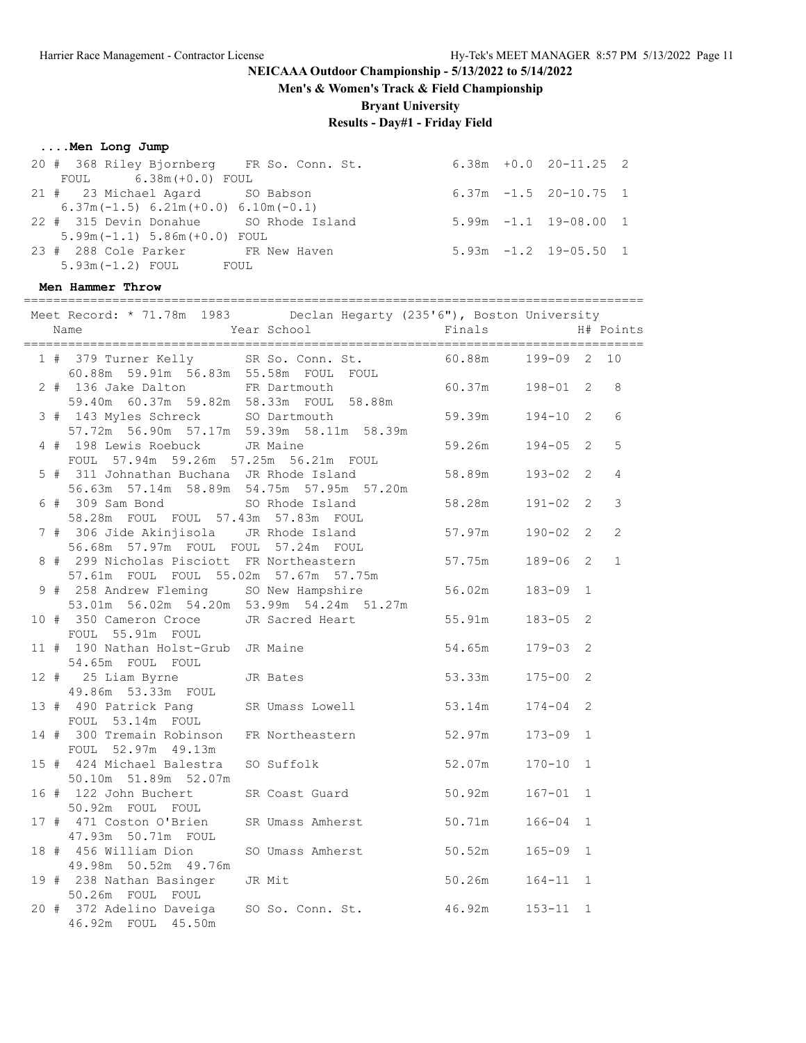## NEICAAA Outdoor Championship - 5/13/2022 to 5/14/2022

### Men's & Women's Track & Field Championship

### Bryant University

### Results - Day#1 - Friday Field

#### ....Men Long Jump

```
 20 # 368 Riley Bjornberg    FR So. Conn. St.            6.38m  +0.0  20-11.25  2
      FOUL      6.38m(+0.0) FOUL
 21 #  23 Michael Agard      SO Babson                   6.37m  -1.5  20-10.75  1
      6.37m(-1.5) 6.21m(+0.0) 6.10m(-0.1)
 22 # 315 Devin Donahue      SO Rhode Island             5.99m  -1.1  19-08.00  1
      5.99m(-1.1) 5.86m(+0.0) FOUL
 23 # 288 Cole Parker        FR New Haven                5.93m  -1.2  19-05.50  1
      5.93m(-1.2) FOUL      FOUL
```

#### Men Hammer Throw

```
==================================================================================
 Meet Record: * 71.78m  1983       Declan Hegarty (235'6"), Boston University
    Name                    Year School                 Finals            H# Points
==================================================================================
  1 # 379 Turner Kelly       SR So. Conn. St.          60.88m     199-09  2  10
      60.88m  59.91m  56.83m  55.58m  FOUL  FOUL
  2 # 136 Jake Dalton        FR Dartmouth              60.37m     198-01  2   8
      59.40m  60.37m  59.82m  58.33m  FOUL  58.88m
  3 # 143 Myles Schreck      SO Dartmouth              59.39m     194-10  2   6
      57.72m  56.90m  57.17m  59.39m  58.11m  58.39m
  4 # 198 Lewis Roebuck      JR Maine                  59.26m     194-05  2   5
      FOUL  57.94m  59.26m  57.25m  56.21m  FOUL
  5 # 311 Johnathan Buchana  JR Rhode Island           58.89m     193-02  2   4
      56.63m  57.14m  58.89m  54.75m  57.95m  57.20m
  6 # 309 Sam Bond           SO Rhode Island           58.28m     191-02  2   3
      58.28m  FOUL  FOUL  57.43m  57.83m  FOUL
  7 # 306 Jide Akinjisola    JR Rhode Island           57.97m     190-02  2   2
      56.68m  57.97m  FOUL  FOUL  57.24m  FOUL
  8 # 299 Nicholas Pisciott  FR Northeastern           57.75m     189-06  2   1
      57.61m  FOUL  FOUL  55.02m  57.67m  57.75m
  9 # 258 Andrew Fleming     SO New Hampshire          56.02m     183-09  1
      53.01m  56.02m  54.20m  53.99m  54.24m  51.27m
 10 # 350 Cameron Croce      JR Sacred Heart           55.91m     183-05  2
      FOUL  55.91m  FOUL
 11 # 190 Nathan Holst-Grub  JR Maine                  54.65m     179-03  2
      54.65m  FOUL  FOUL
 12 #  25 Liam Byrne         JR Bates                  53.33m     175-00  2
      49.86m  53.33m  FOUL
 13 # 490 Patrick Pang       SR Umass Lowell           53.14m     174-04  2
      FOUL  53.14m  FOUL
 14 # 300 Tremain Robinson   FR Northeastern           52.97m     173-09  1
      FOUL  52.97m  49.13m
 15 # 424 Michael Balestra   SO Suffolk                52.07m     170-10  1
      50.10m  51.89m  52.07m
 16 # 122 John Buchert       SR Coast Guard            50.92m     167-01  1
      50.92m  FOUL  FOUL
 17 # 471 Coston O'Brien     SR Umass Amherst          50.71m     166-04  1
      47.93m  50.71m  FOUL
 18 # 456 William Dion       SO Umass Amherst          50.52m     165-09  1
      49.98m  50.52m  49.76m
 19 # 238 Nathan Basinger    JR Mit                    50.26m     164-11  1
      50.26m  FOUL  FOUL
 20 # 372 Adelino Daveiga    SO So. Conn. St.          46.92m     153-11  1
      46.92m  FOUL  45.50m
```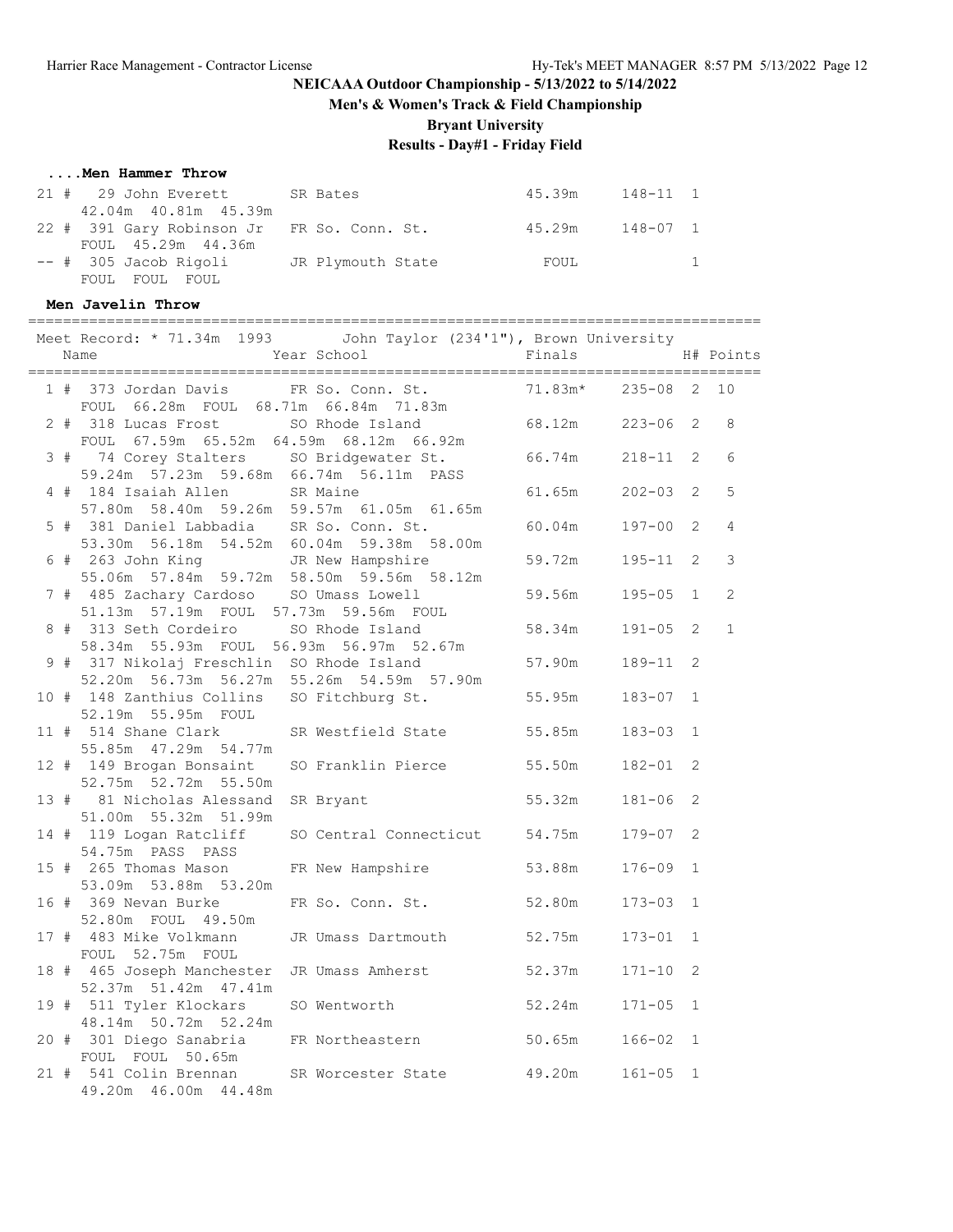**NEICAAA Outdoor Championship - 5/13/2022 to 5/14/2022**

**Men's & Women's Track & Field Championship**

**Bryant University**

**Results - Day#1 - Friday Field**

### ....Men Hammer Throw

| Place | # | Name | Year | School | Finals | | H# |
|---|---|---|---|---|---|---|---|
| 21 # | 29 | John Everett | SR | Bates | 45.39m | 148-11 | 1 |
| | | 42.04m 40.81m 45.39m | | | | | |
| 22 # | 391 | Gary Robinson Jr | FR | So. Conn. St. | 45.29m | 148-07 | 1 |
| | | FOUL 45.29m 44.36m | | | | | |
| -- # | 305 | Jacob Rigoli | JR | Plymouth State | FOUL | | 1 |
| | | FOUL FOUL FOUL | | | | | |

### Men Javelin Throw

Meet Record: * 71.34m 1993 John Taylor (234'1"), Brown University

| Place | # | Name | Year | School | Finals | | H# | Points |
|---|---|---|---|---|---|---|---|---|
| 1 # | 373 | Jordan Davis | FR | So. Conn. St. | 71.83m* | 235-08 | 2 | 10 |
| | | FOUL 66.28m FOUL 68.71m 66.84m 71.83m | | | | | | |
| 2 # | 318 | Lucas Frost | SO | Rhode Island | 68.12m | 223-06 | 2 | 8 |
| | | FOUL 67.59m 65.52m 64.59m 68.12m 66.92m | | | | | | |
| 3 # | 74 | Corey Stalters | SO | Bridgewater St. | 66.74m | 218-11 | 2 | 6 |
| | | 59.24m 57.23m 59.68m 66.74m 56.11m PASS | | | | | | |
| 4 # | 184 | Isaiah Allen | SR | Maine | 61.65m | 202-03 | 2 | 5 |
| | | 57.80m 58.40m 59.26m 59.57m 61.05m 61.65m | | | | | | |
| 5 # | 381 | Daniel Labbadia | SR | So. Conn. St. | 60.04m | 197-00 | 2 | 4 |
| | | 53.30m 56.18m 54.52m 60.04m 59.38m 58.00m | | | | | | |
| 6 # | 263 | John King | JR | New Hampshire | 59.72m | 195-11 | 2 | 3 |
| | | 55.06m 57.84m 59.72m 58.50m 59.56m 58.12m | | | | | | |
| 7 # | 485 | Zachary Cardoso | SO | Umass Lowell | 59.56m | 195-05 | 1 | 2 |
| | | 51.13m 57.19m FOUL 57.73m 59.56m FOUL | | | | | | |
| 8 # | 313 | Seth Cordeiro | SO | Rhode Island | 58.34m | 191-05 | 2 | 1 |
| | | 58.34m 55.93m FOUL 56.93m 56.97m 52.67m | | | | | | |
| 9 # | 317 | Nikolaj Freschlin | SO | Rhode Island | 57.90m | 189-11 | 2 | |
| | | 52.20m 56.73m 56.27m 55.26m 54.59m 57.90m | | | | | | |
| 10 # | 148 | Zanthius Collins | SO | Fitchburg St. | 55.95m | 183-07 | 1 | |
| | | 52.19m 55.95m FOUL | | | | | | |
| 11 # | 514 | Shane Clark | SR | Westfield State | 55.85m | 183-03 | 1 | |
| | | 55.85m 47.29m 54.77m | | | | | | |
| 12 # | 149 | Brogan Bonsaint | SO | Franklin Pierce | 55.50m | 182-01 | 2 | |
| | | 52.75m 52.72m 55.50m | | | | | | |
| 13 # | 81 | Nicholas Alessand | SR | Bryant | 55.32m | 181-06 | 2 | |
| | | 51.00m 55.32m 51.99m | | | | | | |
| 14 # | 119 | Logan Ratcliff | SO | Central Connecticut | 54.75m | 179-07 | 2 | |
| | | 54.75m PASS PASS | | | | | | |
| 15 # | 265 | Thomas Mason | FR | New Hampshire | 53.88m | 176-09 | 1 | |
| | | 53.09m 53.88m 53.20m | | | | | | |
| 16 # | 369 | Nevan Burke | FR | So. Conn. St. | 52.80m | 173-03 | 1 | |
| | | 52.80m FOUL 49.50m | | | | | | |
| 17 # | 483 | Mike Volkmann | JR | Umass Dartmouth | 52.75m | 173-01 | 1 | |
| | | FOUL 52.75m FOUL | | | | | | |
| 18 # | 465 | Joseph Manchester | JR | Umass Amherst | 52.37m | 171-10 | 2 | |
| | | 52.37m 51.42m 47.41m | | | | | | |
| 19 # | 511 | Tyler Klockars | SO | Wentworth | 52.24m | 171-05 | 1 | |
| | | 48.14m 50.72m 52.24m | | | | | | |
| 20 # | 301 | Diego Sanabria | FR | Northeastern | 50.65m | 166-02 | 1 | |
| | | FOUL FOUL 50.65m | | | | | | |
| 21 # | 541 | Colin Brennan | SR | Worcester State | 49.20m | 161-05 | 1 | |
| | | 49.20m 46.00m 44.48m | | | | | | |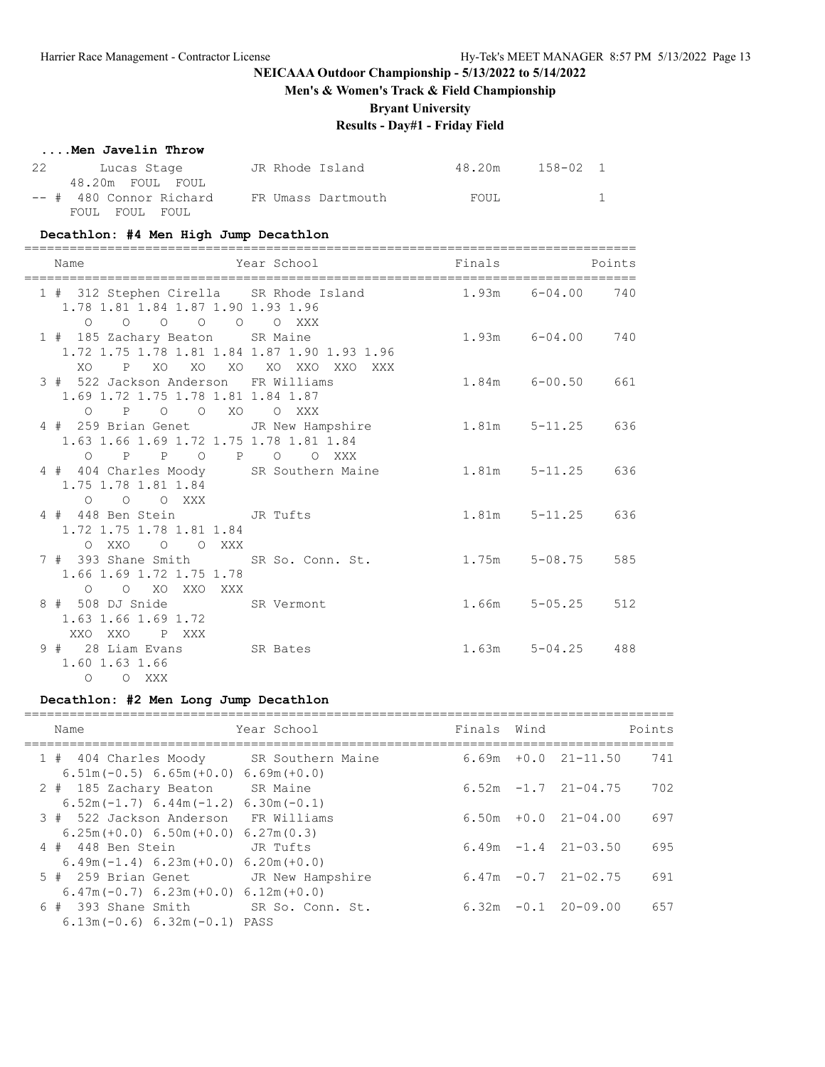**NEICAAA Outdoor Championship - 5/13/2022 to 5/14/2022**

**Men's & Women's Track & Field Championship**

**Bryant University**

**Results - Day#1 - Friday Field**

### ....Men Javelin Throw

```
22       Lucas Stage          JR Rhode Island          48.20m    158-02  1
     48.20m  FOUL  FOUL
-- # 480 Connor Richard      FR Umass Dartmouth         FOUL              1
     FOUL  FOUL  FOUL
```

### Decathlon: #4 Men High Jump Decathlon

```
==================================================================================
   Name                    Year School                 Finals              Points
==================================================================================
  1 # 312 Stephen Cirella    SR Rhode Island          1.93m    6-04.00    740
     1.78 1.81 1.84 1.87 1.90 1.93 1.96
       O    O    O    O    O    O  XXX
  1 # 185 Zachary Beaton     SR Maine                 1.93m    6-04.00    740
     1.72 1.75 1.78 1.81 1.84 1.87 1.90 1.93 1.96
      XO    P   XO   XO   XO   XO  XXO  XXO  XXX
  3 # 522 Jackson Anderson   FR Williams              1.84m    6-00.50    661
     1.69 1.72 1.75 1.78 1.81 1.84 1.87
       O    P    O    O   XO    O  XXX
  4 # 259 Brian Genet        JR New Hampshire         1.81m    5-11.25    636
     1.63 1.66 1.69 1.72 1.75 1.78 1.81 1.84
       O    P    P    O    P    O    O  XXX
  4 # 404 Charles Moody      SR Southern Maine        1.81m    5-11.25    636
     1.75 1.78 1.81 1.84
       O    O    O  XXX
  4 # 448 Ben Stein          JR Tufts                 1.81m    5-11.25    636
     1.72 1.75 1.78 1.81 1.84
       O  XXO    O    O  XXX
  7 # 393 Shane Smith        SR So. Conn. St.         1.75m    5-08.75    585
     1.66 1.69 1.72 1.75 1.78
       O    O   XO  XXO  XXX
  8 # 508 DJ Snide           SR Vermont               1.66m    5-05.25    512
     1.63 1.66 1.69 1.72
     XXO  XXO    P  XXX
  9 # 28 Liam Evans          SR Bates                 1.63m    5-04.25    488
     1.60 1.63 1.66
       O    O  XXX
```

### Decathlon: #2 Men Long Jump Decathlon

```
=====================================================================================
   Name                    Year School                 Finals  Wind              Points
=====================================================================================
  1 # 404 Charles Moody      SR Southern Maine        6.69m  +0.0  21-11.50    741
     6.51m(-0.5) 6.65m(+0.0) 6.69m(+0.0)
  2 # 185 Zachary Beaton     SR Maine                 6.52m  -1.7  21-04.75    702
     6.52m(-1.7) 6.44m(-1.2) 6.30m(-0.1)
  3 # 522 Jackson Anderson   FR Williams              6.50m  +0.0  21-04.00    697
     6.25m(+0.0) 6.50m(+0.0) 6.27m(0.3)
  4 # 448 Ben Stein          JR Tufts                 6.49m  -1.4  21-03.50    695
     6.49m(-1.4) 6.23m(+0.0) 6.20m(+0.0)
  5 # 259 Brian Genet        JR New Hampshire         6.47m  -0.7  21-02.75    691
     6.47m(-0.7) 6.23m(+0.0) 6.12m(+0.0)
  6 # 393 Shane Smith        SR So. Conn. St.         6.32m  -0.1  20-09.00    657
     6.13m(-0.6) 6.32m(-0.1) PASS
```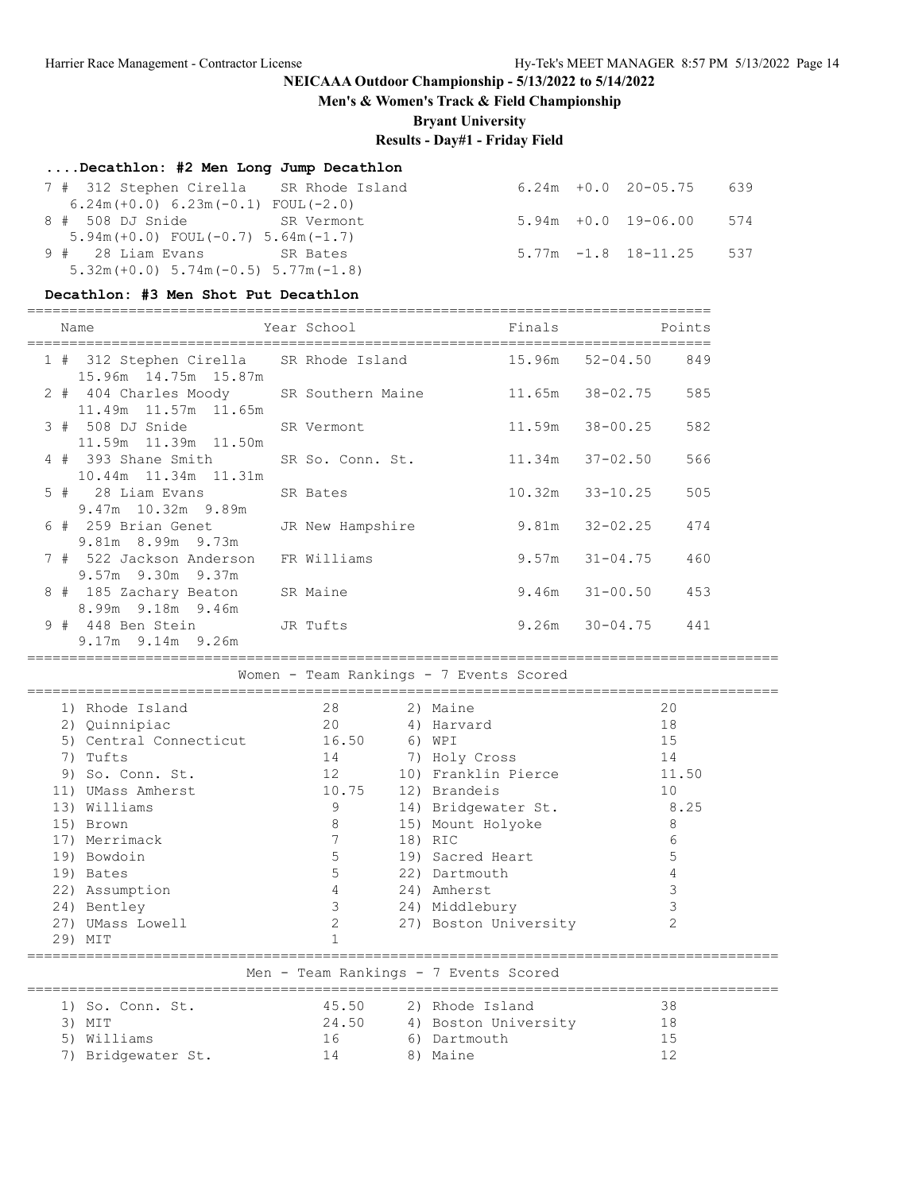## NEICAAA Outdoor Championship - 5/13/2022 to 5/14/2022

**Men's & Women's Track & Field Championship**

**Bryant University**

**Results - Day#1 - Friday Field**

### ....Decathlon: #2 Men Long Jump Decathlon

| Place | Name | Year School | Finals | Wind | | Points |
|---|---|---|---|---|---|---|
| 7 # | 312 Stephen Cirella | SR Rhode Island | 6.24m | +0.0 | 20-05.75 | 639 |
| | 6.24m(+0.0) 6.23m(-0.1) FOUL(-2.0) | | | | | |
| 8 # | 508 DJ Snide | SR Vermont | 5.94m | +0.0 | 19-06.00 | 574 |
| | 5.94m(+0.0) FOUL(-0.7) 5.64m(-1.7) | | | | | |
| 9 # | 28 Liam Evans | SR Bates | 5.77m | -1.8 | 18-11.25 | 537 |
| | 5.32m(+0.0) 5.74m(-0.5) 5.77m(-1.8) | | | | | |

### Decathlon: #3 Men Shot Put Decathlon

| Place | Name | Year School | Finals | | Points |
|---|---|---|---|---|---|
| 1 # | 312 Stephen Cirella | SR Rhode Island | 15.96m | 52-04.50 | 849 |
| | 15.96m 14.75m 15.87m | | | | |
| 2 # | 404 Charles Moody | SR Southern Maine | 11.65m | 38-02.75 | 585 |
| | 11.49m 11.57m 11.65m | | | | |
| 3 # | 508 DJ Snide | SR Vermont | 11.59m | 38-00.25 | 582 |
| | 11.59m 11.39m 11.50m | | | | |
| 4 # | 393 Shane Smith | SR So. Conn. St. | 11.34m | 37-02.50 | 566 |
| | 10.44m 11.34m 11.31m | | | | |
| 5 # | 28 Liam Evans | SR Bates | 10.32m | 33-10.25 | 505 |
| | 9.47m 10.32m 9.89m | | | | |
| 6 # | 259 Brian Genet | JR New Hampshire | 9.81m | 32-02.25 | 474 |
| | 9.81m 8.99m 9.73m | | | | |
| 7 # | 522 Jackson Anderson | FR Williams | 9.57m | 31-04.75 | 460 |
| | 9.57m 9.30m 9.37m | | | | |
| 8 # | 185 Zachary Beaton | SR Maine | 9.46m | 31-00.50 | 453 |
| | 8.99m 9.18m 9.46m | | | | |
| 9 # | 448 Ben Stein | JR Tufts | 9.26m | 30-04.75 | 441 |
| | 9.17m 9.14m 9.26m | | | | |

### Women - Team Rankings - 7 Events Scored

| Team | Points | Team | Points |
|---|---|---|---|
| 1) Rhode Island | 28 | 2) Maine | 20 |
| 2) Quinnipiac | 20 | 4) Harvard | 18 |
| 5) Central Connecticut | 16.50 | 6) WPI | 15 |
| 7) Tufts | 14 | 7) Holy Cross | 14 |
| 9) So. Conn. St. | 12 | 10) Franklin Pierce | 11.50 |
| 11) UMass Amherst | 10.75 | 12) Brandeis | 10 |
| 13) Williams | 9 | 14) Bridgewater St. | 8.25 |
| 15) Brown | 8 | 15) Mount Holyoke | 8 |
| 17) Merrimack | 7 | 18) RIC | 6 |
| 19) Bowdoin | 5 | 19) Sacred Heart | 5 |
| 19) Bates | 5 | 22) Dartmouth | 4 |
| 22) Assumption | 4 | 24) Amherst | 3 |
| 24) Bentley | 3 | 24) Middlebury | 3 |
| 27) UMass Lowell | 2 | 27) Boston University | 2 |
| 29) MIT | 1 | | |

### Men - Team Rankings - 7 Events Scored

| Team | Points | Team | Points |
|---|---|---|---|
| 1) So. Conn. St. | 45.50 | 2) Rhode Island | 38 |
| 3) MIT | 24.50 | 4) Boston University | 18 |
| 5) Williams | 16 | 6) Dartmouth | 15 |
| 7) Bridgewater St. | 14 | 8) Maine | 12 |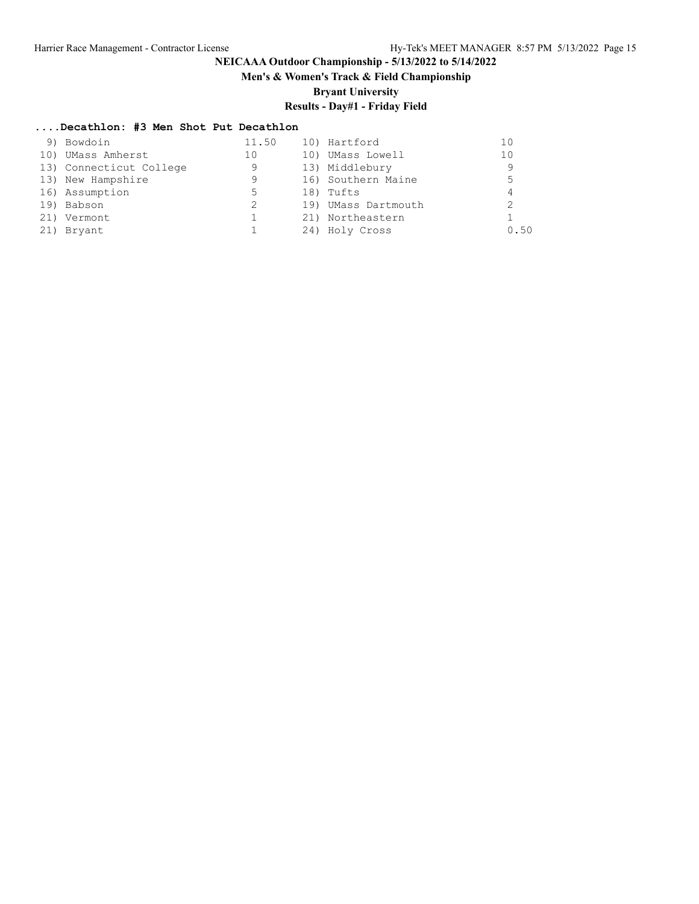# NEICAAA Outdoor Championship - 5/13/2022 to 5/14/2022

## Men's & Women's Track & Field Championship

## Bryant University

## Results - Day#1 - Friday Field

### ....Decathlon: #3 Men Shot Put Decathlon

| Place | Team | Points | Place | Team | Points |
|---|---|---|---|---|---|
| 9) | Bowdoin | 11.50 | 10) | Hartford | 10 |
| 10) | UMass Amherst | 10 | 10) | UMass Lowell | 10 |
| 13) | Connecticut College | 9 | 13) | Middlebury | 9 |
| 13) | New Hampshire | 9 | 16) | Southern Maine | 5 |
| 16) | Assumption | 5 | 18) | Tufts | 4 |
| 19) | Babson | 2 | 19) | UMass Dartmouth | 2 |
| 21) | Vermont | 1 | 21) | Northeastern | 1 |
| 21) | Bryant | 1 | 24) | Holy Cross | 0.50 |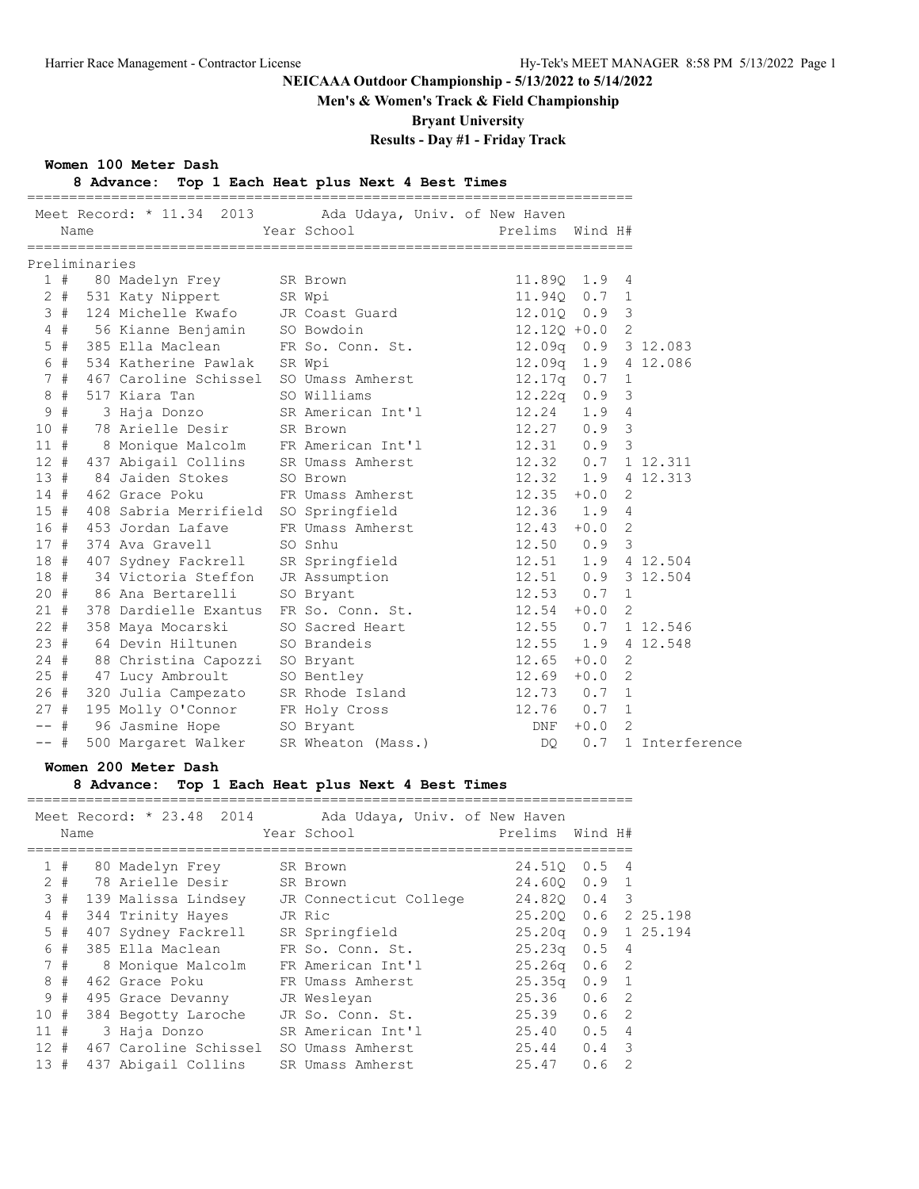NEICAAA Outdoor Championship - 5/13/2022 to 5/14/2022

**Men's & Women's Track & Field Championship**

**Bryant University**

**Results - Day #1 - Friday Track**

### Women 100 Meter Dash

**8 Advance: Top 1 Each Heat plus Next 4 Best Times**

Meet Record: * 11.34 2013 Ada Udaya, Univ. of New Haven

| Place | | Name | Year | School | Prelims | Wind | H# | |
|---|---|---|---|---|---|---|---|---|
| Preliminaries | | | | | | | | |
| 1 | # | 80 Madelyn Frey | SR | Brown | 11.89Q | 1.9 | 4 | |
| 2 | # | 531 Katy Nippert | SR | Wpi | 11.94Q | 0.7 | 1 | |
| 3 | # | 124 Michelle Kwafo | JR | Coast Guard | 12.01Q | 0.9 | 3 | |
| 4 | # | 56 Kianne Benjamin | SO | Bowdoin | 12.12Q | +0.0 | 2 | |
| 5 | # | 385 Ella Maclean | FR | So. Conn. St. | 12.09q | 0.9 | 3 | 12.083 |
| 6 | # | 534 Katherine Pawlak | SR | Wpi | 12.09q | 1.9 | 4 | 12.086 |
| 7 | # | 467 Caroline Schissel | SO | Umass Amherst | 12.17q | 0.7 | 1 | |
| 8 | # | 517 Kiara Tan | SO | Williams | 12.22q | 0.9 | 3 | |
| 9 | # | 3 Haja Donzo | SR | American Int'l | 12.24 | 1.9 | 4 | |
| 10 | # | 78 Arielle Desir | SR | Brown | 12.27 | 0.9 | 3 | |
| 11 | # | 8 Monique Malcolm | FR | American Int'l | 12.31 | 0.9 | 3 | |
| 12 | # | 437 Abigail Collins | SR | Umass Amherst | 12.32 | 0.7 | 1 | 12.311 |
| 13 | # | 84 Jaiden Stokes | SO | Brown | 12.32 | 1.9 | 4 | 12.313 |
| 14 | # | 462 Grace Poku | FR | Umass Amherst | 12.35 | +0.0 | 2 | |
| 15 | # | 408 Sabria Merrifield | SO | Springfield | 12.36 | 1.9 | 4 | |
| 16 | # | 453 Jordan Lafave | FR | Umass Amherst | 12.43 | +0.0 | 2 | |
| 17 | # | 374 Ava Gravell | SO | Snhu | 12.50 | 0.9 | 3 | |
| 18 | # | 407 Sydney Fackrell | SR | Springfield | 12.51 | 1.9 | 4 | 12.504 |
| 18 | # | 34 Victoria Steffon | JR | Assumption | 12.51 | 0.9 | 3 | 12.504 |
| 20 | # | 86 Ana Bertarelli | SO | Bryant | 12.53 | 0.7 | 1 | |
| 21 | # | 378 Dardielle Exantus | FR | So. Conn. St. | 12.54 | +0.0 | 2 | |
| 22 | # | 358 Maya Mocarski | SO | Sacred Heart | 12.55 | 0.7 | 1 | 12.546 |
| 23 | # | 64 Devin Hiltunen | SO | Brandeis | 12.55 | 1.9 | 4 | 12.548 |
| 24 | # | 88 Christina Capozzi | SO | Bryant | 12.65 | +0.0 | 2 | |
| 25 | # | 47 Lucy Ambroult | SO | Bentley | 12.69 | +0.0 | 2 | |
| 26 | # | 320 Julia Campezato | SR | Rhode Island | 12.73 | 0.7 | 1 | |
| 27 | # | 195 Molly O'Connor | FR | Holy Cross | 12.76 | 0.7 | 1 | |
| -- | # | 96 Jasmine Hope | SO | Bryant | DNF | +0.0 | 2 | |
| -- | # | 500 Margaret Walker | SR | Wheaton (Mass.) | DQ | 0.7 | 1 | Interference |

### Women 200 Meter Dash

**8 Advance: Top 1 Each Heat plus Next 4 Best Times**

Meet Record: * 23.48 2014 Ada Udaya, Univ. of New Haven

| Place | | Name | Year | School | Prelims | Wind | H# | |
|---|---|---|---|---|---|---|---|---|
| 1 | # | 80 Madelyn Frey | SR | Brown | 24.51Q | 0.5 | 4 | |
| 2 | # | 78 Arielle Desir | SR | Brown | 24.60Q | 0.9 | 1 | |
| 3 | # | 139 Malissa Lindsey | JR | Connecticut College | 24.82Q | 0.4 | 3 | |
| 4 | # | 344 Trinity Hayes | JR | Ric | 25.20Q | 0.6 | 2 | 25.198 |
| 5 | # | 407 Sydney Fackrell | SR | Springfield | 25.20q | 0.9 | 1 | 25.194 |
| 6 | # | 385 Ella Maclean | FR | So. Conn. St. | 25.23q | 0.5 | 4 | |
| 7 | # | 8 Monique Malcolm | FR | American Int'l | 25.26q | 0.6 | 2 | |
| 8 | # | 462 Grace Poku | FR | Umass Amherst | 25.35q | 0.9 | 1 | |
| 9 | # | 495 Grace Devanny | JR | Wesleyan | 25.36 | 0.6 | 2 | |
| 10 | # | 384 Begotty Laroche | JR | So. Conn. St. | 25.39 | 0.6 | 2 | |
| 11 | # | 3 Haja Donzo | SR | American Int'l | 25.40 | 0.5 | 4 | |
| 12 | # | 467 Caroline Schissel | SO | Umass Amherst | 25.44 | 0.4 | 3 | |
| 13 | # | 437 Abigail Collins | SR | Umass Amherst | 25.47 | 0.6 | 2 | |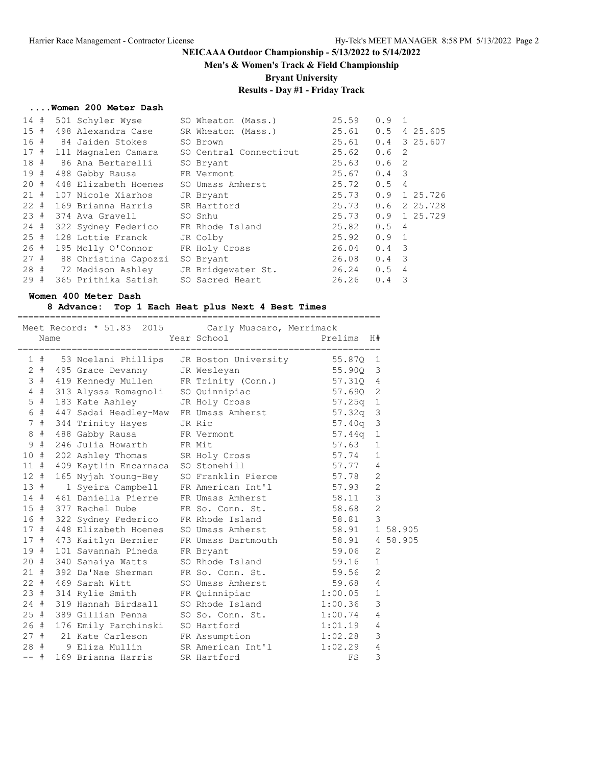## NEICAAA Outdoor Championship - 5/13/2022 to 5/14/2022

**Men's & Women's Track & Field Championship**

**Bryant University**

**Results - Day #1 - Friday Track**

### ....Women 200 Meter Dash

| Place | | # | Name | Year | School | Time | Wind | H# | Tiebreak |
|---|---|---|---|---|---|---|---|---|---|
| 14 | # | 501 | Schyler Wyse | SO | Wheaton (Mass.) | 25.59 | 0.9 | 1 | |
| 15 | # | 498 | Alexandra Case | SR | Wheaton (Mass.) | 25.61 | 0.5 | 4 | 25.605 |
| 16 | # | 84 | Jaiden Stokes | SO | Brown | 25.61 | 0.4 | 3 | 25.607 |
| 17 | # | 111 | Magnalen Camara | SO | Central Connecticut | 25.62 | 0.6 | 2 | |
| 18 | # | 86 | Ana Bertarelli | SO | Bryant | 25.63 | 0.6 | 2 | |
| 19 | # | 488 | Gabby Rausa | FR | Vermont | 25.67 | 0.4 | 3 | |
| 20 | # | 448 | Elizabeth Hoenes | SO | Umass Amherst | 25.72 | 0.5 | 4 | |
| 21 | # | 107 | Nicole Xiarhos | JR | Bryant | 25.73 | 0.9 | 1 | 25.726 |
| 22 | # | 169 | Brianna Harris | SR | Hartford | 25.73 | 0.6 | 2 | 25.728 |
| 23 | # | 374 | Ava Gravell | SO | Snhu | 25.73 | 0.9 | 1 | 25.729 |
| 24 | # | 322 | Sydney Federico | FR | Rhode Island | 25.82 | 0.5 | 4 | |
| 25 | # | 128 | Lottie Franck | JR | Colby | 25.92 | 0.9 | 1 | |
| 26 | # | 195 | Molly O'Connor | FR | Holy Cross | 26.04 | 0.4 | 3 | |
| 27 | # | 88 | Christina Capozzi | SO | Bryant | 26.08 | 0.4 | 3 | |
| 28 | # | 72 | Madison Ashley | JR | Bridgewater St. | 26.24 | 0.5 | 4 | |
| 29 | # | 365 | Prithika Satish | SO | Sacred Heart | 26.26 | 0.4 | 3 | |

### Women 400 Meter Dash

**8 Advance: Top 1 Each Heat plus Next 4 Best Times**

Meet Record: * 51.83 2015 Carly Muscaro, Merrimack

| Place | | # | Name | Year | School | Prelims | H# | Tiebreak |
|---|---|---|---|---|---|---|---|---|
| 1 | # | 53 | Noelani Phillips | JR | Boston University | 55.87Q | 1 | |
| 2 | # | 495 | Grace Devanny | JR | Wesleyan | 55.90Q | 3 | |
| 3 | # | 419 | Kennedy Mullen | FR | Trinity (Conn.) | 57.31Q | 4 | |
| 4 | # | 313 | Alyssa Romagnoli | SO | Quinnipiac | 57.69Q | 2 | |
| 5 | # | 183 | Kate Ashley | JR | Holy Cross | 57.25q | 1 | |
| 6 | # | 447 | Sadai Headley-Maw | FR | Umass Amherst | 57.32q | 3 | |
| 7 | # | 344 | Trinity Hayes | JR | Ric | 57.40q | 3 | |
| 8 | # | 488 | Gabby Rausa | FR | Vermont | 57.44q | 1 | |
| 9 | # | 246 | Julia Howarth | FR | Mit | 57.63 | 1 | |
| 10 | # | 202 | Ashley Thomas | SR | Holy Cross | 57.74 | 1 | |
| 11 | # | 409 | Kaytlin Encarnaca | SO | Stonehill | 57.77 | 4 | |
| 12 | # | 165 | Nyjah Young-Bey | SO | Franklin Pierce | 57.78 | 2 | |
| 13 | # | 1 | Syeira Campbell | FR | American Int'l | 57.93 | 2 | |
| 14 | # | 461 | Daniella Pierre | FR | Umass Amherst | 58.11 | 3 | |
| 15 | # | 377 | Rachel Dube | FR | So. Conn. St. | 58.68 | 2 | |
| 16 | # | 322 | Sydney Federico | FR | Rhode Island | 58.81 | 3 | |
| 17 | # | 448 | Elizabeth Hoenes | SO | Umass Amherst | 58.91 | 1 | 58.905 |
| 17 | # | 473 | Kaitlyn Bernier | FR | Umass Dartmouth | 58.91 | 4 | 58.905 |
| 19 | # | 101 | Savannah Pineda | FR | Bryant | 59.06 | 2 | |
| 20 | # | 340 | Sanaiya Watts | SO | Rhode Island | 59.16 | 1 | |
| 21 | # | 392 | Da'Nae Sherman | FR | So. Conn. St. | 59.56 | 2 | |
| 22 | # | 469 | Sarah Witt | SO | Umass Amherst | 59.68 | 4 | |
| 23 | # | 314 | Rylie Smith | FR | Quinnipiac | 1:00.05 | 1 | |
| 24 | # | 319 | Hannah Birdsall | SO | Rhode Island | 1:00.36 | 3 | |
| 25 | # | 389 | Gillian Penna | SO | So. Conn. St. | 1:00.74 | 4 | |
| 26 | # | 176 | Emily Parchinski | SO | Hartford | 1:01.19 | 4 | |
| 27 | # | 21 | Kate Carleson | FR | Assumption | 1:02.28 | 3 | |
| 28 | # | 9 | Eliza Mullin | SR | American Int'l | 1:02.29 | 4 | |
| -- | # | 169 | Brianna Harris | SR | Hartford | FS | 3 | |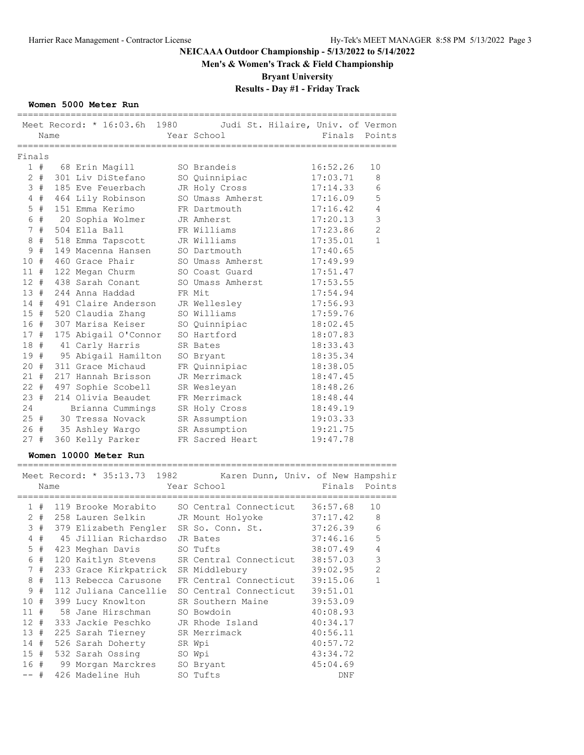**NEICAAA Outdoor Championship - 5/13/2022 to 5/14/2022**

**Men's & Women's Track & Field Championship**

**Bryant University**

**Results - Day #1 - Friday Track**

### Women 5000 Meter Run

Meet Record: * 16:03.6h 1980 Judi St. Hilaire, Univ. of Vermon

Finals

| Place | # | Bib | Name | Year | School | Finals | Points |
|---|---|---|---|---|---|---|---|
| 1 | # | 68 | Erin Magill | SO | Brandeis | 16:52.26 | 10 |
| 2 | # | 301 | Liv DiStefano | SO | Quinnipiac | 17:03.71 | 8 |
| 3 | # | 185 | Eve Feuerbach | JR | Holy Cross | 17:14.33 | 6 |
| 4 | # | 464 | Lily Robinson | SO | Umass Amherst | 17:16.09 | 5 |
| 5 | # | 151 | Emma Kerimo | FR | Dartmouth | 17:16.42 | 4 |
| 6 | # | 20 | Sophia Wolmer | JR | Amherst | 17:20.13 | 3 |
| 7 | # | 504 | Ella Ball | FR | Williams | 17:23.86 | 2 |
| 8 | # | 518 | Emma Tapscott | JR | Williams | 17:35.01 | 1 |
| 9 | # | 149 | Macenna Hansen | SO | Dartmouth | 17:40.65 | |
| 10 | # | 460 | Grace Phair | SO | Umass Amherst | 17:49.99 | |
| 11 | # | 122 | Megan Churm | SO | Coast Guard | 17:51.47 | |
| 12 | # | 438 | Sarah Conant | SO | Umass Amherst | 17:53.55 | |
| 13 | # | 244 | Anna Haddad | FR | Mit | 17:54.94 | |
| 14 | # | 491 | Claire Anderson | JR | Wellesley | 17:56.93 | |
| 15 | # | 520 | Claudia Zhang | SO | Williams | 17:59.76 | |
| 16 | # | 307 | Marisa Keiser | SO | Quinnipiac | 18:02.45 | |
| 17 | # | 175 | Abigail O'Connor | SO | Hartford | 18:07.83 | |
| 18 | # | 41 | Carly Harris | SR | Bates | 18:33.43 | |
| 19 | # | 95 | Abigail Hamilton | SO | Bryant | 18:35.34 | |
| 20 | # | 311 | Grace Michaud | FR | Quinnipiac | 18:38.05 | |
| 21 | # | 217 | Hannah Brisson | JR | Merrimack | 18:47.45 | |
| 22 | # | 497 | Sophie Scobell | SR | Wesleyan | 18:48.26 | |
| 23 | # | 214 | Olivia Beaudet | FR | Merrimack | 18:48.44 | |
| 24 | | | Brianna Cummings | SR | Holy Cross | 18:49.19 | |
| 25 | # | 30 | Tressa Novack | SR | Assumption | 19:03.33 | |
| 26 | # | 35 | Ashley Wargo | SR | Assumption | 19:21.75 | |
| 27 | # | 360 | Kelly Parker | FR | Sacred Heart | 19:47.78 | |

### Women 10000 Meter Run

Meet Record: * 35:13.73 1982 Karen Dunn, Univ. of New Hampshir

| Place | # | Bib | Name | Year | School | Finals | Points |
|---|---|---|---|---|---|---|---|
| 1 | # | 119 | Brooke Morabito | SO | Central Connecticut | 36:57.68 | 10 |
| 2 | # | 258 | Lauren Selkin | JR | Mount Holyoke | 37:17.42 | 8 |
| 3 | # | 379 | Elizabeth Fengler | SR | So. Conn. St. | 37:26.39 | 6 |
| 4 | # | 45 | Jillian Richardso | JR | Bates | 37:46.16 | 5 |
| 5 | # | 423 | Meghan Davis | SO | Tufts | 38:07.49 | 4 |
| 6 | # | 120 | Kaitlyn Stevens | SR | Central Connecticut | 38:57.03 | 3 |
| 7 | # | 233 | Grace Kirkpatrick | SR | Middlebury | 39:02.95 | 2 |
| 8 | # | 113 | Rebecca Carusone | FR | Central Connecticut | 39:15.06 | 1 |
| 9 | # | 112 | Juliana Cancellie | SO | Central Connecticut | 39:51.01 | |
| 10 | # | 399 | Lucy Knowlton | SR | Southern Maine | 39:53.09 | |
| 11 | # | 58 | Jane Hirschman | SO | Bowdoin | 40:08.93 | |
| 12 | # | 333 | Jackie Peschko | JR | Rhode Island | 40:34.17 | |
| 13 | # | 225 | Sarah Tierney | SR | Merrimack | 40:56.11 | |
| 14 | # | 526 | Sarah Doherty | SR | Wpi | 40:57.72 | |
| 15 | # | 532 | Sarah Ossing | SO | Wpi | 43:34.72 | |
| 16 | # | 99 | Morgan Marckres | SO | Bryant | 45:04.69 | |
| -- | # | 426 | Madeline Huh | SO | Tufts | DNF | |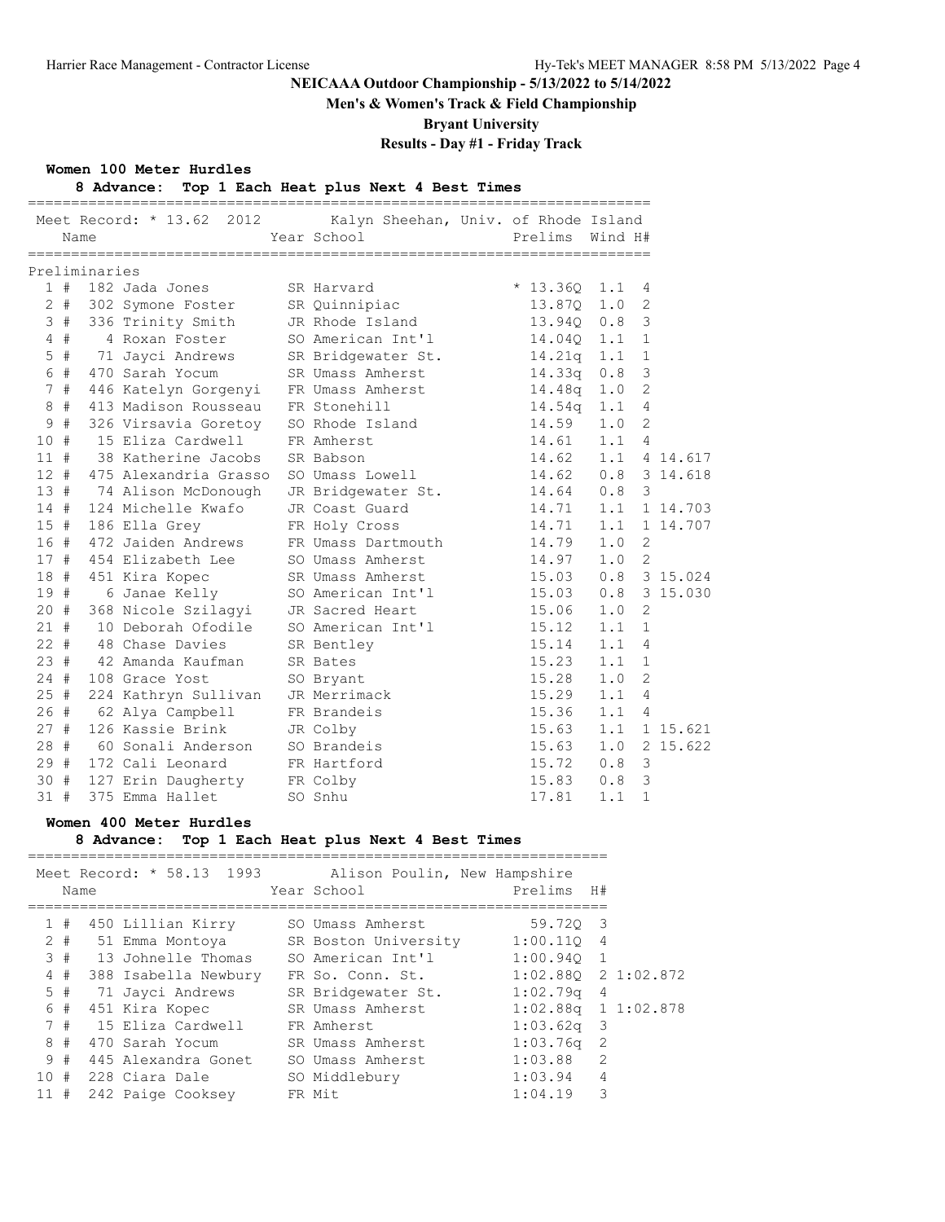# NEICAAA Outdoor Championship - 5/13/2022 to 5/14/2022

## Men's & Women's Track & Field Championship

## Bryant University

## Results - Day #1 - Friday Track

### Women 100 Meter Hurdles

**8 Advance: Top 1 Each Heat plus Next 4 Best Times**

Meet Record: * 13.62 2012 Kalyn Sheehan, Univ. of Rhode Island

Preliminaries

| Place | # | Name | Year | School | Prelims | Wind | H# | |
|---|---|---|---|---|---|---|---|---|
| 1 | # 182 | Jada Jones | SR | Harvard | * 13.36Q | 1.1 | 4 | |
| 2 | # 302 | Symone Foster | SR | Quinnipiac | 13.87Q | 1.0 | 2 | |
| 3 | # 336 | Trinity Smith | JR | Rhode Island | 13.94Q | 0.8 | 3 | |
| 4 | # 4 | Roxan Foster | SO | American Int'l | 14.04Q | 1.1 | 1 | |
| 5 | # 71 | Jayci Andrews | SR | Bridgewater St. | 14.21q | 1.1 | 1 | |
| 6 | # 470 | Sarah Yocum | SR | Umass Amherst | 14.33q | 0.8 | 3 | |
| 7 | # 446 | Katelyn Gorgenyi | FR | Umass Amherst | 14.48q | 1.0 | 2 | |
| 8 | # 413 | Madison Rousseau | FR | Stonehill | 14.54q | 1.1 | 4 | |
| 9 | # 326 | Virsavia Goretoy | SO | Rhode Island | 14.59 | 1.0 | 2 | |
| 10 | # 15 | Eliza Cardwell | FR | Amherst | 14.61 | 1.1 | 4 | |
| 11 | # 38 | Katherine Jacobs | SR | Babson | 14.62 | 1.1 | 4 | 14.617 |
| 12 | # 475 | Alexandria Grasso | SO | Umass Lowell | 14.62 | 0.8 | 3 | 14.618 |
| 13 | # 74 | Alison McDonough | JR | Bridgewater St. | 14.64 | 0.8 | 3 | |
| 14 | # 124 | Michelle Kwafo | JR | Coast Guard | 14.71 | 1.1 | 1 | 14.703 |
| 15 | # 186 | Ella Grey | FR | Holy Cross | 14.71 | 1.1 | 1 | 14.707 |
| 16 | # 472 | Jaiden Andrews | FR | Umass Dartmouth | 14.79 | 1.0 | 2 | |
| 17 | # 454 | Elizabeth Lee | SO | Umass Amherst | 14.97 | 1.0 | 2 | |
| 18 | # 451 | Kira Kopec | SR | Umass Amherst | 15.03 | 0.8 | 3 | 15.024 |
| 19 | # 6 | Janae Kelly | SO | American Int'l | 15.03 | 0.8 | 3 | 15.030 |
| 20 | # 368 | Nicole Szilagyi | JR | Sacred Heart | 15.06 | 1.0 | 2 | |
| 21 | # 10 | Deborah Ofodile | SO | American Int'l | 15.12 | 1.1 | 1 | |
| 22 | # 48 | Chase Davies | SR | Bentley | 15.14 | 1.1 | 4 | |
| 23 | # 42 | Amanda Kaufman | SR | Bates | 15.23 | 1.1 | 1 | |
| 24 | # 108 | Grace Yost | SO | Bryant | 15.28 | 1.0 | 2 | |
| 25 | # 224 | Kathryn Sullivan | JR | Merrimack | 15.29 | 1.1 | 4 | |
| 26 | # 62 | Alya Campbell | FR | Brandeis | 15.36 | 1.1 | 4 | |
| 27 | # 126 | Kassie Brink | JR | Colby | 15.63 | 1.1 | 1 | 15.621 |
| 28 | # 60 | Sonali Anderson | SO | Brandeis | 15.63 | 1.0 | 2 | 15.622 |
| 29 | # 172 | Cali Leonard | FR | Hartford | 15.72 | 0.8 | 3 | |
| 30 | # 127 | Erin Daugherty | FR | Colby | 15.83 | 0.8 | 3 | |
| 31 | # 375 | Emma Hallet | SO | Snhu | 17.81 | 1.1 | 1 | |

### Women 400 Meter Hurdles

**8 Advance: Top 1 Each Heat plus Next 4 Best Times**

Meet Record: * 58.13 1993 Alison Poulin, New Hampshire

| Place | # | Name | Year | School | Prelims | H# | |
|---|---|---|---|---|---|---|---|
| 1 | # 450 | Lillian Kirry | SO | Umass Amherst | 59.72Q | 3 | |
| 2 | # 51 | Emma Montoya | SR | Boston University | 1:00.11Q | 4 | |
| 3 | # 13 | Johnelle Thomas | SO | American Int'l | 1:00.94Q | 1 | |
| 4 | # 388 | Isabella Newbury | FR | So. Conn. St. | 1:02.88Q | 2 | 1:02.872 |
| 5 | # 71 | Jayci Andrews | SR | Bridgewater St. | 1:02.79q | 4 | |
| 6 | # 451 | Kira Kopec | SR | Umass Amherst | 1:02.88q | 1 | 1:02.878 |
| 7 | # 15 | Eliza Cardwell | FR | Amherst | 1:03.62q | 3 | |
| 8 | # 470 | Sarah Yocum | SR | Umass Amherst | 1:03.76q | 2 | |
| 9 | # 445 | Alexandra Gonet | SO | Umass Amherst | 1:03.88 | 2 | |
| 10 | # 228 | Ciara Dale | SO | Middlebury | 1:03.94 | 4 | |
| 11 | # 242 | Paige Cooksey | FR | Mit | 1:04.19 | 3 | |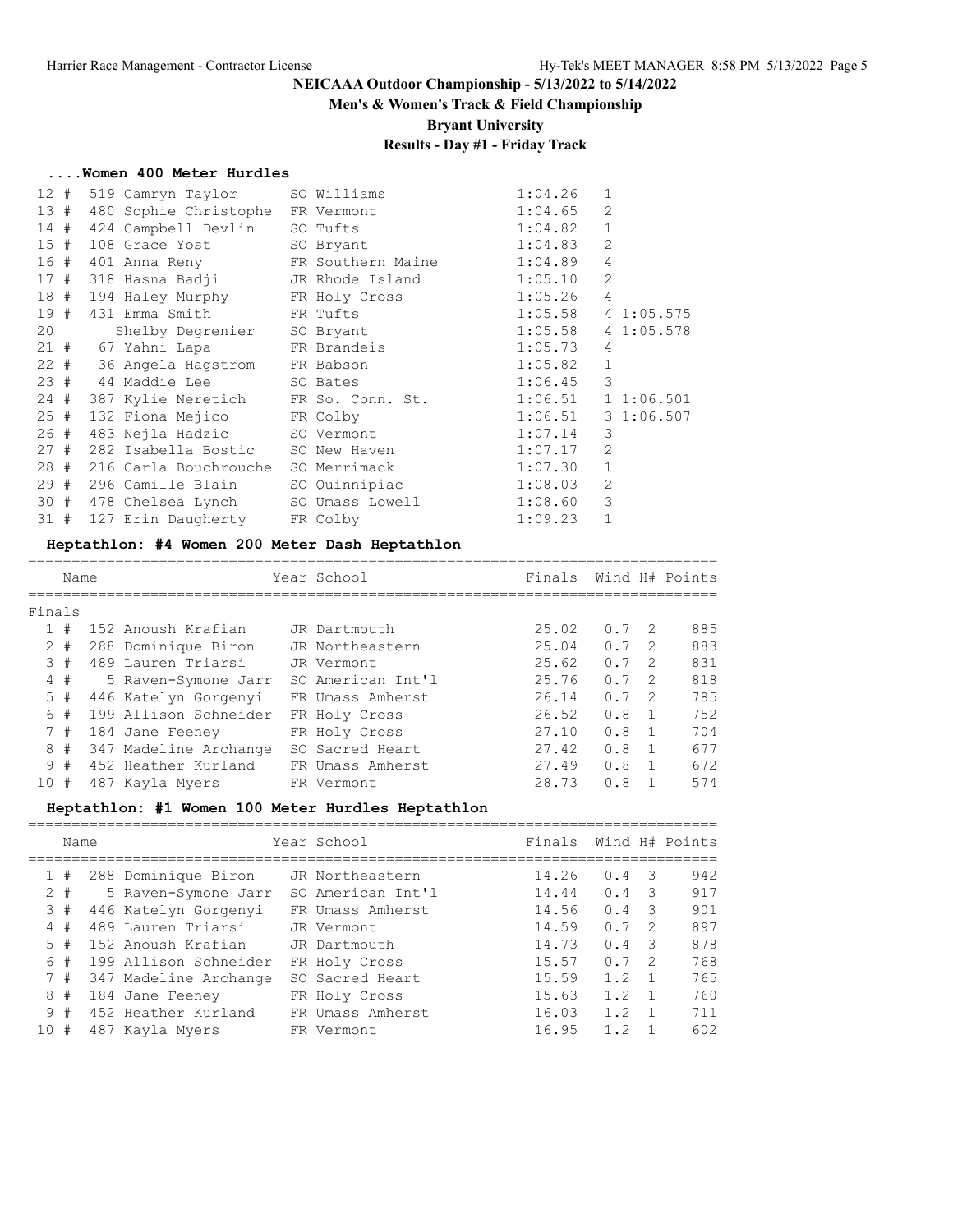# NEICAAA Outdoor Championship - 5/13/2022 to 5/14/2022

## Men's & Women's Track & Field Championship

## Bryant University

## Results - Day #1 - Friday Track

### ....Women 400 Meter Hurdles

| Place | | No. | Name | Year | School | Finals | H# | Tie |
|---|---|---|---|---|---|---|---|---|
| 12 | # | 519 | Camryn Taylor | SO | Williams | 1:04.26 | 1 | |
| 13 | # | 480 | Sophie Christophe | FR | Vermont | 1:04.65 | 2 | |
| 14 | # | 424 | Campbell Devlin | SO | Tufts | 1:04.82 | 1 | |
| 15 | # | 108 | Grace Yost | SO | Bryant | 1:04.83 | 2 | |
| 16 | # | 401 | Anna Reny | FR | Southern Maine | 1:04.89 | 4 | |
| 17 | # | 318 | Hasna Badji | JR | Rhode Island | 1:05.10 | 2 | |
| 18 | # | 194 | Haley Murphy | FR | Holy Cross | 1:05.26 | 4 | |
| 19 | # | 431 | Emma Smith | FR | Tufts | 1:05.58 | 4 | 1:05.575 |
| 20 | | | Shelby Degrenier | SO | Bryant | 1:05.58 | 4 | 1:05.578 |
| 21 | # | 67 | Yahni Lapa | FR | Brandeis | 1:05.73 | 4 | |
| 22 | # | 36 | Angela Hagstrom | FR | Babson | 1:05.82 | 1 | |
| 23 | # | 44 | Maddie Lee | SO | Bates | 1:06.45 | 3 | |
| 24 | # | 387 | Kylie Neretich | FR | So. Conn. St. | 1:06.51 | 1 | 1:06.501 |
| 25 | # | 132 | Fiona Mejico | FR | Colby | 1:06.51 | 3 | 1:06.507 |
| 26 | # | 483 | Nejla Hadzic | SO | Vermont | 1:07.14 | 3 | |
| 27 | # | 282 | Isabella Bostic | SO | New Haven | 1:07.17 | 2 | |
| 28 | # | 216 | Carla Bouchrouche | SO | Merrimack | 1:07.30 | 1 | |
| 29 | # | 296 | Camille Blain | SO | Quinnipiac | 1:08.03 | 2 | |
| 30 | # | 478 | Chelsea Lynch | SO | Umass Lowell | 1:08.60 | 3 | |
| 31 | # | 127 | Erin Daugherty | FR | Colby | 1:09.23 | 1 | |

### Heptathlon: #4 Women 200 Meter Dash Heptathlon

| Place | | No. | Name | Year | School | Finals | Wind | H# | Points |
|---|---|---|---|---|---|---|---|---|---|
| **Finals** | | | | | | | | | |
| 1 | # | 152 | Anoush Krafian | JR | Dartmouth | 25.02 | 0.7 | 2 | 885 |
| 2 | # | 288 | Dominique Biron | JR | Northeastern | 25.04 | 0.7 | 2 | 883 |
| 3 | # | 489 | Lauren Triarsi | JR | Vermont | 25.62 | 0.7 | 2 | 831 |
| 4 | # | 5 | Raven-Symone Jarr | SO | American Int'l | 25.76 | 0.7 | 2 | 818 |
| 5 | # | 446 | Katelyn Gorgenyi | FR | Umass Amherst | 26.14 | 0.7 | 2 | 785 |
| 6 | # | 199 | Allison Schneider | FR | Holy Cross | 26.52 | 0.8 | 1 | 752 |
| 7 | # | 184 | Jane Feeney | FR | Holy Cross | 27.10 | 0.8 | 1 | 704 |
| 8 | # | 347 | Madeline Archange | SO | Sacred Heart | 27.42 | 0.8 | 1 | 677 |
| 9 | # | 452 | Heather Kurland | FR | Umass Amherst | 27.49 | 0.8 | 1 | 672 |
| 10 | # | 487 | Kayla Myers | FR | Vermont | 28.73 | 0.8 | 1 | 574 |

### Heptathlon: #1 Women 100 Meter Hurdles Heptathlon

| Place | | No. | Name | Year | School | Finals | Wind | H# | Points |
|---|---|---|---|---|---|---|---|---|---|
| 1 | # | 288 | Dominique Biron | JR | Northeastern | 14.26 | 0.4 | 3 | 942 |
| 2 | # | 5 | Raven-Symone Jarr | SO | American Int'l | 14.44 | 0.4 | 3 | 917 |
| 3 | # | 446 | Katelyn Gorgenyi | FR | Umass Amherst | 14.56 | 0.4 | 3 | 901 |
| 4 | # | 489 | Lauren Triarsi | JR | Vermont | 14.59 | 0.7 | 2 | 897 |
| 5 | # | 152 | Anoush Krafian | JR | Dartmouth | 14.73 | 0.4 | 3 | 878 |
| 6 | # | 199 | Allison Schneider | FR | Holy Cross | 15.57 | 0.7 | 2 | 768 |
| 7 | # | 347 | Madeline Archange | SO | Sacred Heart | 15.59 | 1.2 | 1 | 765 |
| 8 | # | 184 | Jane Feeney | FR | Holy Cross | 15.63 | 1.2 | 1 | 760 |
| 9 | # | 452 | Heather Kurland | FR | Umass Amherst | 16.03 | 1.2 | 1 | 711 |
| 10 | # | 487 | Kayla Myers | FR | Vermont | 16.95 | 1.2 | 1 | 602 |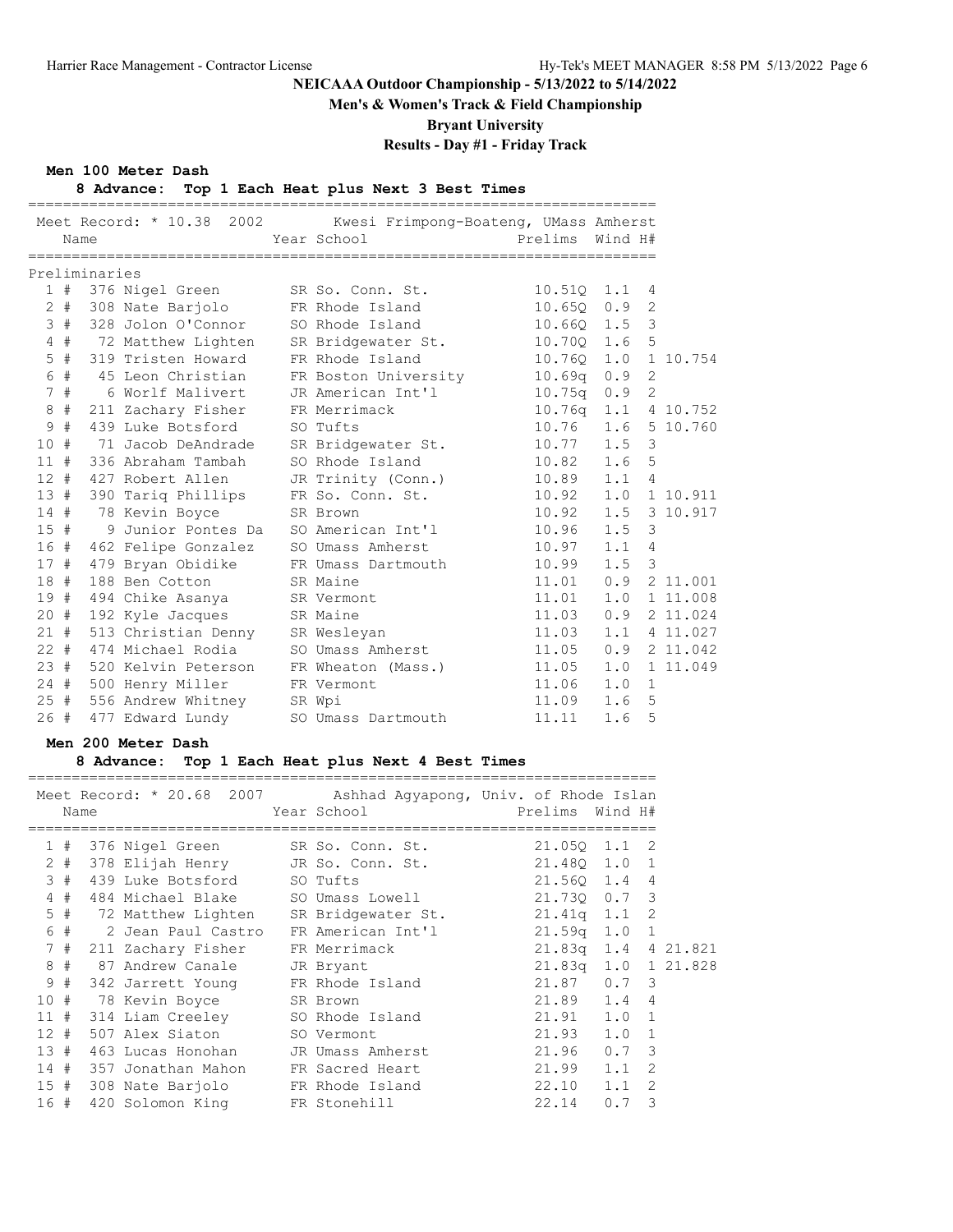# NEICAAA Outdoor Championship - 5/13/2022 to 5/14/2022

## Men's & Women's Track & Field Championship

## Bryant University

## Results - Day #1 - Friday Track

### Men 100 Meter Dash

**8 Advance: Top 1 Each Heat plus Next 3 Best Times**

Meet Record: * 10.38 2002 Kwesi Frimpong-Boateng, UMass Amherst

Preliminaries

| Place | | No. | Name | Year | School | Prelims | Wind | H# | |
|---|---|---|---|---|---|---|---|---|---|
| 1 | # | 376 | Nigel Green | SR | So. Conn. St. | 10.51Q | 1.1 | 4 | |
| 2 | # | 308 | Nate Barjolo | FR | Rhode Island | 10.65Q | 0.9 | 2 | |
| 3 | # | 328 | Jolon O'Connor | SO | Rhode Island | 10.66Q | 1.5 | 3 | |
| 4 | # | 72 | Matthew Lighten | SR | Bridgewater St. | 10.70Q | 1.6 | 5 | |
| 5 | # | 319 | Tristen Howard | FR | Rhode Island | 10.76Q | 1.0 | 1 | 10.754 |
| 6 | # | 45 | Leon Christian | FR | Boston University | 10.69q | 0.9 | 2 | |
| 7 | # | 6 | Worlf Malivert | JR | American Int'l | 10.75q | 0.9 | 2 | |
| 8 | # | 211 | Zachary Fisher | FR | Merrimack | 10.76q | 1.1 | 4 | 10.752 |
| 9 | # | 439 | Luke Botsford | SO | Tufts | 10.76 | 1.6 | 5 | 10.760 |
| 10 | # | 71 | Jacob DeAndrade | SR | Bridgewater St. | 10.77 | 1.5 | 3 | |
| 11 | # | 336 | Abraham Tambah | SO | Rhode Island | 10.82 | 1.6 | 5 | |
| 12 | # | 427 | Robert Allen | JR | Trinity (Conn.) | 10.89 | 1.1 | 4 | |
| 13 | # | 390 | Tariq Phillips | FR | So. Conn. St. | 10.92 | 1.0 | 1 | 10.911 |
| 14 | # | 78 | Kevin Boyce | SR | Brown | 10.92 | 1.5 | 3 | 10.917 |
| 15 | # | 9 | Junior Pontes Da | SO | American Int'l | 10.96 | 1.5 | 3 | |
| 16 | # | 462 | Felipe Gonzalez | SO | Umass Amherst | 10.97 | 1.1 | 4 | |
| 17 | # | 479 | Bryan Obidike | FR | Umass Dartmouth | 10.99 | 1.5 | 3 | |
| 18 | # | 188 | Ben Cotton | SR | Maine | 11.01 | 0.9 | 2 | 11.001 |
| 19 | # | 494 | Chike Asanya | SR | Vermont | 11.01 | 1.0 | 1 | 11.008 |
| 20 | # | 192 | Kyle Jacques | SR | Maine | 11.03 | 0.9 | 2 | 11.024 |
| 21 | # | 513 | Christian Denny | SR | Wesleyan | 11.03 | 1.1 | 4 | 11.027 |
| 22 | # | 474 | Michael Rodia | SO | Umass Amherst | 11.05 | 0.9 | 2 | 11.042 |
| 23 | # | 520 | Kelvin Peterson | FR | Wheaton (Mass.) | 11.05 | 1.0 | 1 | 11.049 |
| 24 | # | 500 | Henry Miller | FR | Vermont | 11.06 | 1.0 | 1 | |
| 25 | # | 556 | Andrew Whitney | SR | Wpi | 11.09 | 1.6 | 5 | |
| 26 | # | 477 | Edward Lundy | SO | Umass Dartmouth | 11.11 | 1.6 | 5 | |

### Men 200 Meter Dash

**8 Advance: Top 1 Each Heat plus Next 4 Best Times**

Meet Record: * 20.68 2007 Ashhad Agyapong, Univ. of Rhode Islan

| Place | | No. | Name | Year | School | Prelims | Wind | H# | |
|---|---|---|---|---|---|---|---|---|---|
| 1 | # | 376 | Nigel Green | SR | So. Conn. St. | 21.05Q | 1.1 | 2 | |
| 2 | # | 378 | Elijah Henry | JR | So. Conn. St. | 21.48Q | 1.0 | 1 | |
| 3 | # | 439 | Luke Botsford | SO | Tufts | 21.56Q | 1.4 | 4 | |
| 4 | # | 484 | Michael Blake | SO | Umass Lowell | 21.73Q | 0.7 | 3 | |
| 5 | # | 72 | Matthew Lighten | SR | Bridgewater St. | 21.41q | 1.1 | 2 | |
| 6 | # | 2 | Jean Paul Castro | FR | American Int'l | 21.59q | 1.0 | 1 | |
| 7 | # | 211 | Zachary Fisher | FR | Merrimack | 21.83q | 1.4 | 4 | 21.821 |
| 8 | # | 87 | Andrew Canale | JR | Bryant | 21.83q | 1.0 | 1 | 21.828 |
| 9 | # | 342 | Jarrett Young | FR | Rhode Island | 21.87 | 0.7 | 3 | |
| 10 | # | 78 | Kevin Boyce | SR | Brown | 21.89 | 1.4 | 4 | |
| 11 | # | 314 | Liam Creeley | SO | Rhode Island | 21.91 | 1.0 | 1 | |
| 12 | # | 507 | Alex Siaton | SO | Vermont | 21.93 | 1.0 | 1 | |
| 13 | # | 463 | Lucas Honohan | JR | Umass Amherst | 21.96 | 0.7 | 3 | |
| 14 | # | 357 | Jonathan Mahon | FR | Sacred Heart | 21.99 | 1.1 | 2 | |
| 15 | # | 308 | Nate Barjolo | FR | Rhode Island | 22.10 | 1.1 | 2 | |
| 16 | # | 420 | Solomon King | FR | Stonehill | 22.14 | 0.7 | 3 | |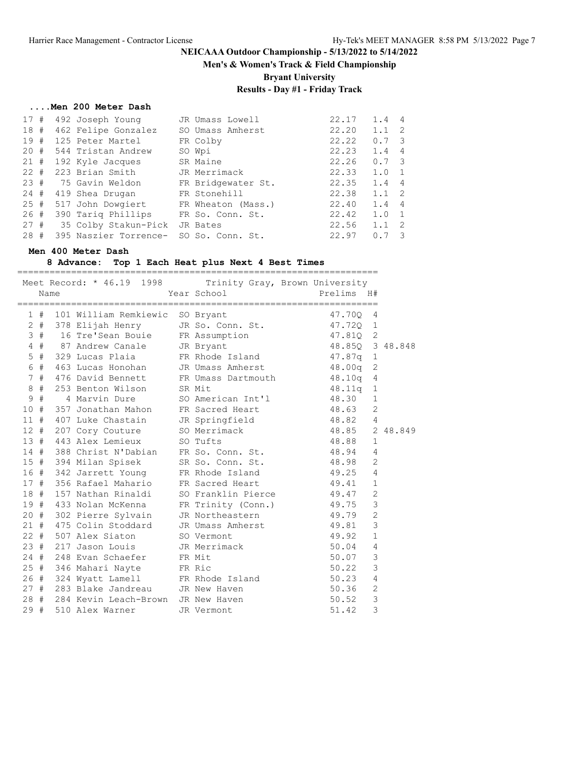## NEICAAA Outdoor Championship - 5/13/2022 to 5/14/2022

**Men's & Women's Track & Field Championship**

**Bryant University**

**Results - Day #1 - Friday Track**

### ....Men 200 Meter Dash

| Place | | # | Name | Year | School | Prelims | Wind | H# |
|---|---|---|---|---|---|---|---|---|
| 17 | # | 492 | Joseph Young | JR | Umass Lowell | 22.17 | 1.4 | 4 |
| 18 | # | 462 | Felipe Gonzalez | SO | Umass Amherst | 22.20 | 1.1 | 2 |
| 19 | # | 125 | Peter Martel | FR | Colby | 22.22 | 0.7 | 3 |
| 20 | # | 544 | Tristan Andrew | SO | Wpi | 22.23 | 1.4 | 4 |
| 21 | # | 192 | Kyle Jacques | SR | Maine | 22.26 | 0.7 | 3 |
| 22 | # | 223 | Brian Smith | JR | Merrimack | 22.33 | 1.0 | 1 |
| 23 | # | 75 | Gavin Weldon | FR | Bridgewater St. | 22.35 | 1.4 | 4 |
| 24 | # | 419 | Shea Drugan | FR | Stonehill | 22.38 | 1.1 | 2 |
| 25 | # | 517 | John Dowgiert | FR | Wheaton (Mass.) | 22.40 | 1.4 | 4 |
| 26 | # | 390 | Tariq Phillips | FR | So. Conn. St. | 22.42 | 1.0 | 1 |
| 27 | # | 35 | Colby Stakun-Pick | JR | Bates | 22.56 | 1.1 | 2 |
| 28 | # | 395 | Naszier Torrence- | SO | So. Conn. St. | 22.97 | 0.7 | 3 |

### Men 400 Meter Dash

**8 Advance: Top 1 Each Heat plus Next 4 Best Times**

Meet Record: * 46.19 1998 Trinity Gray, Brown University

| Place | | # | Name | Year | School | Prelims | H# | |
|---|---|---|---|---|---|---|---|---|
| 1 | # | 101 | William Remkiewic | SO | Bryant | 47.70Q | 4 | |
| 2 | # | 378 | Elijah Henry | JR | So. Conn. St. | 47.72Q | 1 | |
| 3 | # | 16 | Tre'Sean Bouie | FR | Assumption | 47.81Q | 2 | |
| 4 | # | 87 | Andrew Canale | JR | Bryant | 48.85Q | 3 | 48.848 |
| 5 | # | 329 | Lucas Plaia | FR | Rhode Island | 47.87q | 1 | |
| 6 | # | 463 | Lucas Honohan | JR | Umass Amherst | 48.00q | 2 | |
| 7 | # | 476 | David Bennett | FR | Umass Dartmouth | 48.10q | 4 | |
| 8 | # | 253 | Benton Wilson | SR | Mit | 48.11q | 1 | |
| 9 | # | 4 | Marvin Dure | SO | American Int'l | 48.30 | 1 | |
| 10 | # | 357 | Jonathan Mahon | FR | Sacred Heart | 48.63 | 2 | |
| 11 | # | 407 | Luke Chastain | JR | Springfield | 48.82 | 4 | |
| 12 | # | 207 | Cory Couture | SO | Merrimack | 48.85 | 2 | 48.849 |
| 13 | # | 443 | Alex Lemieux | SO | Tufts | 48.88 | 1 | |
| 14 | # | 388 | Christ N'Dabian | FR | So. Conn. St. | 48.94 | 4 | |
| 15 | # | 394 | Milan Spisek | SR | So. Conn. St. | 48.98 | 2 | |
| 16 | # | 342 | Jarrett Young | FR | Rhode Island | 49.25 | 4 | |
| 17 | # | 356 | Rafael Mahario | FR | Sacred Heart | 49.41 | 1 | |
| 18 | # | 157 | Nathan Rinaldi | SO | Franklin Pierce | 49.47 | 2 | |
| 19 | # | 433 | Nolan McKenna | FR | Trinity (Conn.) | 49.75 | 3 | |
| 20 | # | 302 | Pierre Sylvain | JR | Northeastern | 49.79 | 2 | |
| 21 | # | 475 | Colin Stoddard | JR | Umass Amherst | 49.81 | 3 | |
| 22 | # | 507 | Alex Siaton | SO | Vermont | 49.92 | 1 | |
| 23 | # | 217 | Jason Louis | JR | Merrimack | 50.04 | 4 | |
| 24 | # | 248 | Evan Schaefer | FR | Mit | 50.07 | 3 | |
| 25 | # | 346 | Mahari Nayte | FR | Ric | 50.22 | 3 | |
| 26 | # | 324 | Wyatt Lamell | FR | Rhode Island | 50.23 | 4 | |
| 27 | # | 283 | Blake Jandreau | JR | New Haven | 50.36 | 2 | |
| 28 | # | 284 | Kevin Leach-Brown | JR | New Haven | 50.52 | 3 | |
| 29 | # | 510 | Alex Warner | JR | Vermont | 51.42 | 3 | |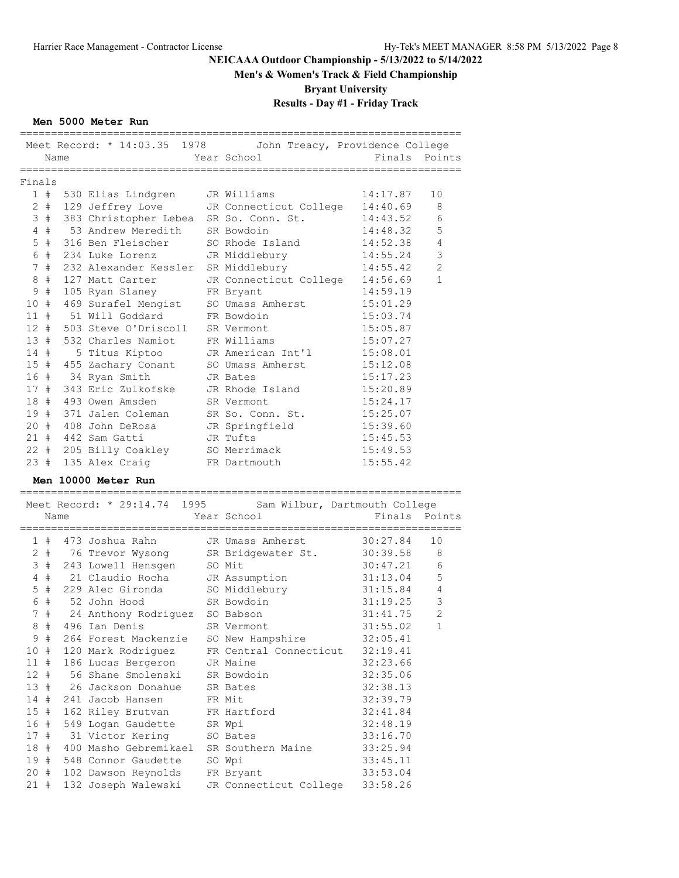# NEICAAA Outdoor Championship - 5/13/2022 to 5/14/2022

## Men's & Women's Track & Field Championship

## Bryant University

## Results - Day #1 - Friday Track

### Men 5000 Meter Run

Meet Record: * 14:03.35 1978 John Treacy, Providence College

**Finals**

| Place | | Name | Year | School | Finals | Points |
|---|---|---|---|---|---|---|
| 1 | # | 530 Elias Lindgren | JR | Williams | 14:17.87 | 10 |
| 2 | # | 129 Jeffrey Love | JR | Connecticut College | 14:40.69 | 8 |
| 3 | # | 383 Christopher Lebea | SR | So. Conn. St. | 14:43.52 | 6 |
| 4 | # | 53 Andrew Meredith | SR | Bowdoin | 14:48.32 | 5 |
| 5 | # | 316 Ben Fleischer | SO | Rhode Island | 14:52.38 | 4 |
| 6 | # | 234 Luke Lorenz | JR | Middlebury | 14:55.24 | 3 |
| 7 | # | 232 Alexander Kessler | SR | Middlebury | 14:55.42 | 2 |
| 8 | # | 127 Matt Carter | JR | Connecticut College | 14:56.69 | 1 |
| 9 | # | 105 Ryan Slaney | FR | Bryant | 14:59.19 | |
| 10 | # | 469 Surafel Mengist | SO | Umass Amherst | 15:01.29 | |
| 11 | # | 51 Will Goddard | FR | Bowdoin | 15:03.74 | |
| 12 | # | 503 Steve O'Driscoll | SR | Vermont | 15:05.87 | |
| 13 | # | 532 Charles Namiot | FR | Williams | 15:07.27 | |
| 14 | # | 5 Titus Kiptoo | JR | American Int'l | 15:08.01 | |
| 15 | # | 455 Zachary Conant | SO | Umass Amherst | 15:12.08 | |
| 16 | # | 34 Ryan Smith | JR | Bates | 15:17.23 | |
| 17 | # | 343 Eric Zulkofske | JR | Rhode Island | 15:20.89 | |
| 18 | # | 493 Owen Amsden | SR | Vermont | 15:24.17 | |
| 19 | # | 371 Jalen Coleman | SR | So. Conn. St. | 15:25.07 | |
| 20 | # | 408 John DeRosa | JR | Springfield | 15:39.60 | |
| 21 | # | 442 Sam Gatti | JR | Tufts | 15:45.53 | |
| 22 | # | 205 Billy Coakley | SO | Merrimack | 15:49.53 | |
| 23 | # | 135 Alex Craig | FR | Dartmouth | 15:55.42 | |

### Men 10000 Meter Run

Meet Record: * 29:14.74 1995 Sam Wilbur, Dartmouth College

| Place | | Name | Year | School | Finals | Points |
|---|---|---|---|---|---|---|
| 1 | # | 473 Joshua Rahn | JR | Umass Amherst | 30:27.84 | 10 |
| 2 | # | 76 Trevor Wysong | SR | Bridgewater St. | 30:39.58 | 8 |
| 3 | # | 243 Lowell Hensgen | SO | Mit | 30:47.21 | 6 |
| 4 | # | 21 Claudio Rocha | JR | Assumption | 31:13.04 | 5 |
| 5 | # | 229 Alec Gironda | SO | Middlebury | 31:15.84 | 4 |
| 6 | # | 52 John Hood | SR | Bowdoin | 31:19.25 | 3 |
| 7 | # | 24 Anthony Rodriguez | SO | Babson | 31:41.75 | 2 |
| 8 | # | 496 Ian Denis | SR | Vermont | 31:55.02 | 1 |
| 9 | # | 264 Forest Mackenzie | SO | New Hampshire | 32:05.41 | |
| 10 | # | 120 Mark Rodriguez | FR | Central Connecticut | 32:19.41 | |
| 11 | # | 186 Lucas Bergeron | JR | Maine | 32:23.66 | |
| 12 | # | 56 Shane Smolenski | SR | Bowdoin | 32:35.06 | |
| 13 | # | 26 Jackson Donahue | SR | Bates | 32:38.13 | |
| 14 | # | 241 Jacob Hansen | FR | Mit | 32:39.79 | |
| 15 | # | 162 Riley Brutvan | FR | Hartford | 32:41.84 | |
| 16 | # | 549 Logan Gaudette | SR | Wpi | 32:48.19 | |
| 17 | # | 31 Victor Kering | SO | Bates | 33:16.70 | |
| 18 | # | 400 Masho Gebremikael | SR | Southern Maine | 33:25.94 | |
| 19 | # | 548 Connor Gaudette | SO | Wpi | 33:45.11 | |
| 20 | # | 102 Dawson Reynolds | FR | Bryant | 33:53.04 | |
| 21 | # | 132 Joseph Walewski | JR | Connecticut College | 33:58.26 | |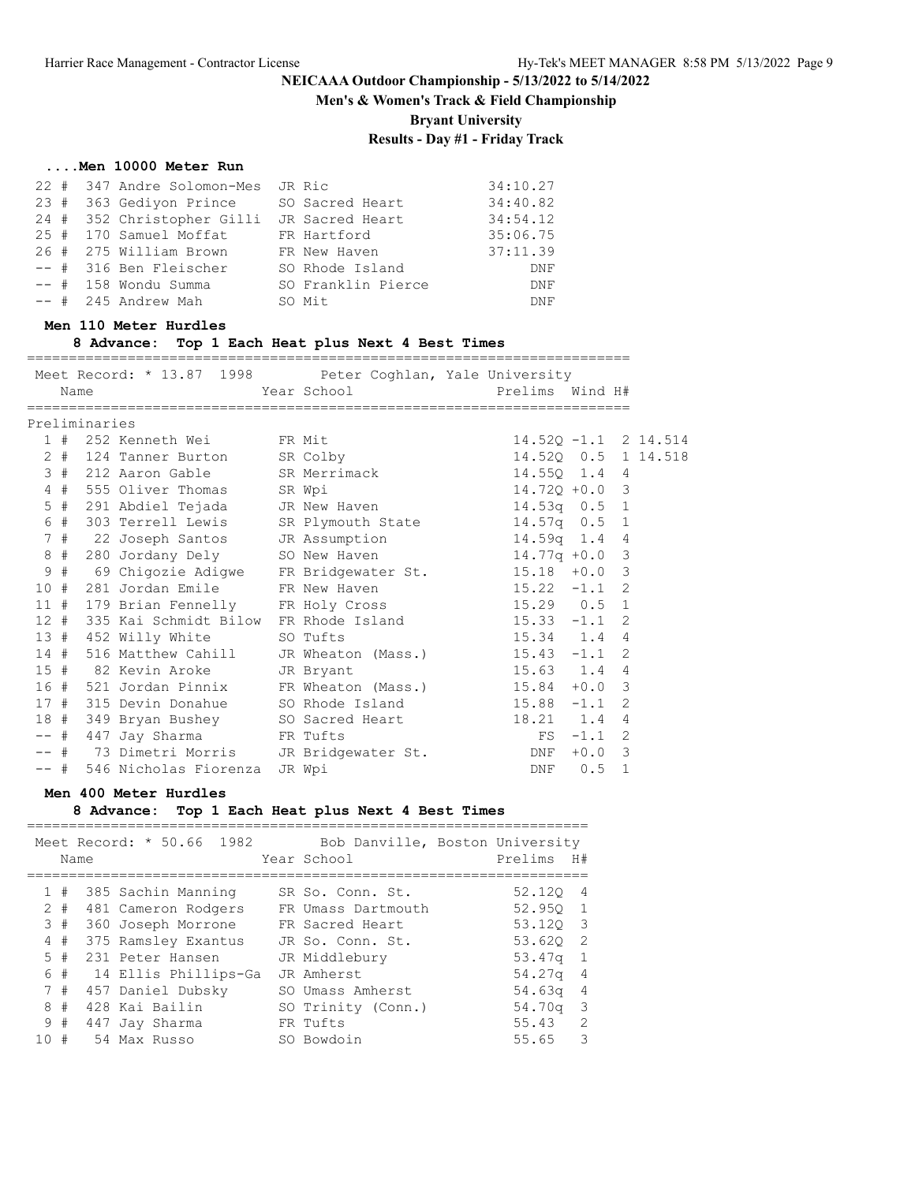**NEICAAA Outdoor Championship - 5/13/2022 to 5/14/2022**

**Men's & Women's Track & Field Championship**

**Bryant University**

**Results - Day #1 - Friday Track**

### ....Men 10000 Meter Run

| Place | Name | Year | School | Finals |
|---|---|---|---|---|
| 22 # | 347 Andre Solomon-Mes | JR | Ric | 34:10.27 |
| 23 # | 363 Gediyon Prince | SO | Sacred Heart | 34:40.82 |
| 24 # | 352 Christopher Gilli | JR | Sacred Heart | 34:54.12 |
| 25 # | 170 Samuel Moffat | FR | Hartford | 35:06.75 |
| 26 # | 275 William Brown | FR | New Haven | 37:11.39 |
| -- # | 316 Ben Fleischer | SO | Rhode Island | DNF |
| -- # | 158 Wondu Summa | SO | Franklin Pierce | DNF |
| -- # | 245 Andrew Mah | SO | Mit | DNF |

### Men 110 Meter Hurdles

**8 Advance: Top 1 Each Heat plus Next 4 Best Times**

Meet Record: * 13.87 1998 Peter Coghlan, Yale University

Preliminaries

| Place | Name | Year | School | Prelims | Wind | H# | |
|---|---|---|---|---|---|---|---|
| 1 # | 252 Kenneth Wei | FR | Mit | 14.52Q | -1.1 | 2 | 14.514 |
| 2 # | 124 Tanner Burton | SR | Colby | 14.52Q | 0.5 | 1 | 14.518 |
| 3 # | 212 Aaron Gable | SR | Merrimack | 14.55Q | 1.4 | 4 | |
| 4 # | 555 Oliver Thomas | SR | Wpi | 14.72Q | +0.0 | 3 | |
| 5 # | 291 Abdiel Tejada | JR | New Haven | 14.53q | 0.5 | 1 | |
| 6 # | 303 Terrell Lewis | SR | Plymouth State | 14.57q | 0.5 | 1 | |
| 7 # | 22 Joseph Santos | JR | Assumption | 14.59q | 1.4 | 4 | |
| 8 # | 280 Jordany Dely | SO | New Haven | 14.77q | +0.0 | 3 | |
| 9 # | 69 Chigozie Adigwe | FR | Bridgewater St. | 15.18 | +0.0 | 3 | |
| 10 # | 281 Jordan Emile | FR | New Haven | 15.22 | -1.1 | 2 | |
| 11 # | 179 Brian Fennelly | FR | Holy Cross | 15.29 | 0.5 | 1 | |
| 12 # | 335 Kai Schmidt Bilow | FR | Rhode Island | 15.33 | -1.1 | 2 | |
| 13 # | 452 Willy White | SO | Tufts | 15.34 | 1.4 | 4 | |
| 14 # | 516 Matthew Cahill | JR | Wheaton (Mass.) | 15.43 | -1.1 | 2 | |
| 15 # | 82 Kevin Aroke | JR | Bryant | 15.63 | 1.4 | 4 | |
| 16 # | 521 Jordan Pinnix | FR | Wheaton (Mass.) | 15.84 | +0.0 | 3 | |
| 17 # | 315 Devin Donahue | SO | Rhode Island | 15.88 | -1.1 | 2 | |
| 18 # | 349 Bryan Bushey | SO | Sacred Heart | 18.21 | 1.4 | 4 | |
| -- # | 447 Jay Sharma | FR | Tufts | FS | -1.1 | 2 | |
| -- # | 73 Dimetri Morris | JR | Bridgewater St. | DNF | +0.0 | 3 | |
| -- # | 546 Nicholas Fiorenza | JR | Wpi | DNF | 0.5 | 1 | |

### Men 400 Meter Hurdles

**8 Advance: Top 1 Each Heat plus Next 4 Best Times**

Meet Record: * 50.66 1982 Bob Danville, Boston University

| Place | Name | Year | School | Prelims | H# |
|---|---|---|---|---|---|
| 1 # | 385 Sachin Manning | SR | So. Conn. St. | 52.12Q | 4 |
| 2 # | 481 Cameron Rodgers | FR | Umass Dartmouth | 52.95Q | 1 |
| 3 # | 360 Joseph Morrone | FR | Sacred Heart | 53.12Q | 3 |
| 4 # | 375 Ramsley Exantus | JR | So. Conn. St. | 53.62Q | 2 |
| 5 # | 231 Peter Hansen | JR | Middlebury | 53.47q | 1 |
| 6 # | 14 Ellis Phillips-Ga | JR | Amherst | 54.27q | 4 |
| 7 # | 457 Daniel Dubsky | SO | Umass Amherst | 54.63q | 4 |
| 8 # | 428 Kai Bailin | SO | Trinity (Conn.) | 54.70q | 3 |
| 9 # | 447 Jay Sharma | FR | Tufts | 55.43 | 2 |
| 10 # | 54 Max Russo | SO | Bowdoin | 55.65 | 3 |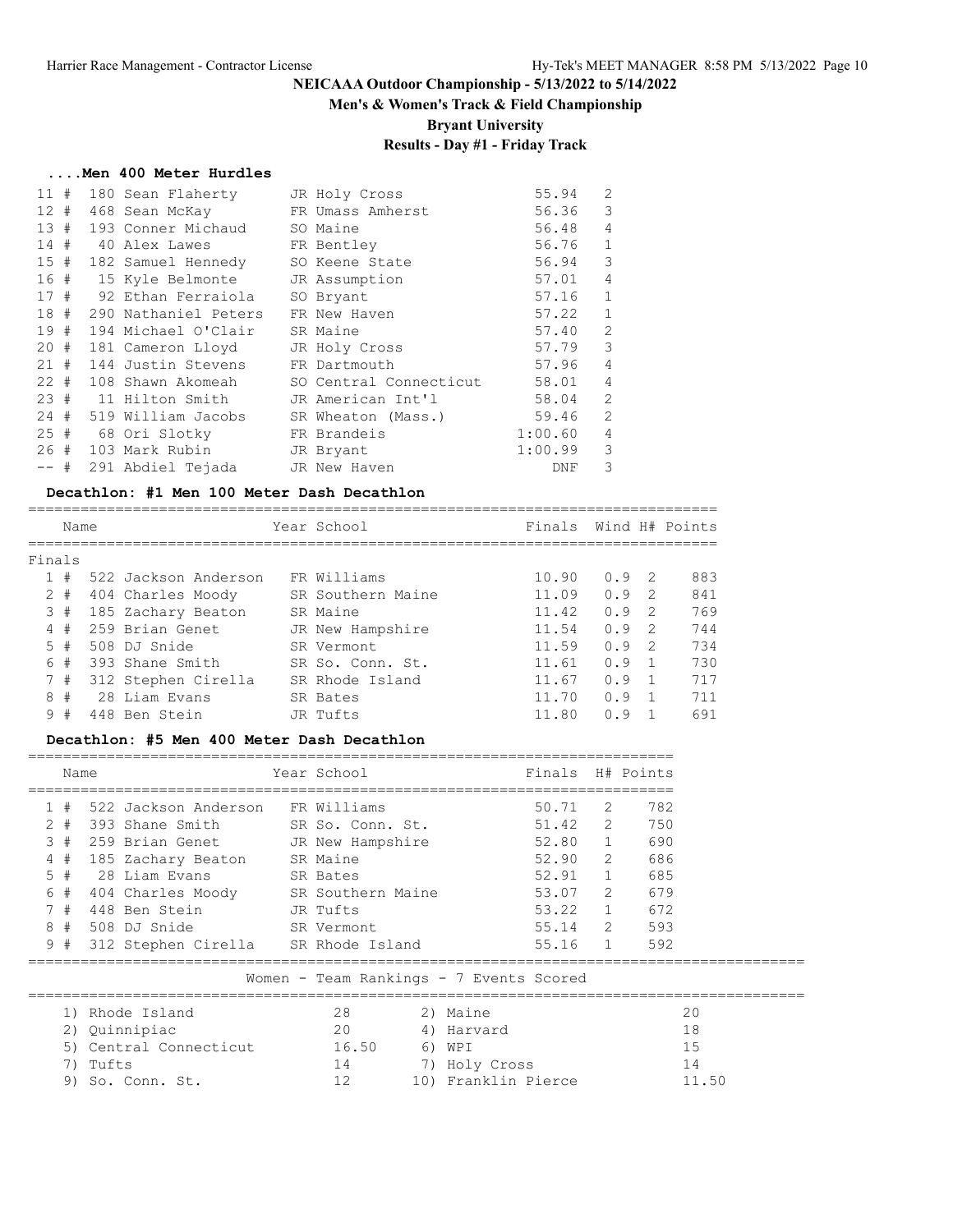# NEICAAA Outdoor Championship - 5/13/2022 to 5/14/2022

## Men's & Women's Track & Field Championship

## Bryant University

## Results - Day #1 - Friday Track

### ....Men 400 Meter Hurdles

| Place | # | Name | Year School | Finals | H# |
|---|---|---|---|---|---|
| 11 # | 180 | Sean Flaherty | JR Holy Cross | 55.94 | 2 |
| 12 # | 468 | Sean McKay | FR Umass Amherst | 56.36 | 3 |
| 13 # | 193 | Conner Michaud | SO Maine | 56.48 | 4 |
| 14 # | 40 | Alex Lawes | FR Bentley | 56.76 | 1 |
| 15 # | 182 | Samuel Hennedy | SO Keene State | 56.94 | 3 |
| 16 # | 15 | Kyle Belmonte | JR Assumption | 57.01 | 4 |
| 17 # | 92 | Ethan Ferraiola | SO Bryant | 57.16 | 1 |
| 18 # | 290 | Nathaniel Peters | FR New Haven | 57.22 | 1 |
| 19 # | 194 | Michael O'Clair | SR Maine | 57.40 | 2 |
| 20 # | 181 | Cameron Lloyd | JR Holy Cross | 57.79 | 3 |
| 21 # | 144 | Justin Stevens | FR Dartmouth | 57.96 | 4 |
| 22 # | 108 | Shawn Akomeah | SO Central Connecticut | 58.01 | 4 |
| 23 # | 11 | Hilton Smith | JR American Int'l | 58.04 | 2 |
| 24 # | 519 | William Jacobs | SR Wheaton (Mass.) | 59.46 | 2 |
| 25 # | 68 | Ori Slotky | FR Brandeis | 1:00.60 | 4 |
| 26 # | 103 | Mark Rubin | JR Bryant | 1:00.99 | 3 |
| -- # | 291 | Abdiel Tejada | JR New Haven | DNF | 3 |

### Decathlon: #1 Men 100 Meter Dash Decathlon

Finals

| Place | Name | Year School | Finals | Wind | H# | Points |
|---|---|---|---|---|---|---|
| 1 # | 522 Jackson Anderson | FR Williams | 10.90 | 0.9 | 2 | 883 |
| 2 # | 404 Charles Moody | SR Southern Maine | 11.09 | 0.9 | 2 | 841 |
| 3 # | 185 Zachary Beaton | SR Maine | 11.42 | 0.9 | 2 | 769 |
| 4 # | 259 Brian Genet | JR New Hampshire | 11.54 | 0.9 | 2 | 744 |
| 5 # | 508 DJ Snide | SR Vermont | 11.59 | 0.9 | 2 | 734 |
| 6 # | 393 Shane Smith | SR So. Conn. St. | 11.61 | 0.9 | 1 | 730 |
| 7 # | 312 Stephen Cirella | SR Rhode Island | 11.67 | 0.9 | 1 | 717 |
| 8 # | 28 Liam Evans | SR Bates | 11.70 | 0.9 | 1 | 711 |
| 9 # | 448 Ben Stein | JR Tufts | 11.80 | 0.9 | 1 | 691 |

### Decathlon: #5 Men 400 Meter Dash Decathlon

| Place | Name | Year School | Finals | H# | Points |
|---|---|---|---|---|---|
| 1 # | 522 Jackson Anderson | FR Williams | 50.71 | 2 | 782 |
| 2 # | 393 Shane Smith | SR So. Conn. St. | 51.42 | 2 | 750 |
| 3 # | 259 Brian Genet | JR New Hampshire | 52.80 | 1 | 690 |
| 4 # | 185 Zachary Beaton | SR Maine | 52.90 | 2 | 686 |
| 5 # | 28 Liam Evans | SR Bates | 52.91 | 1 | 685 |
| 6 # | 404 Charles Moody | SR Southern Maine | 53.07 | 2 | 679 |
| 7 # | 448 Ben Stein | JR Tufts | 53.22 | 1 | 672 |
| 8 # | 508 DJ Snide | SR Vermont | 55.14 | 2 | 593 |
| 9 # | 312 Stephen Cirella | SR Rhode Island | 55.16 | 1 | 592 |

### Women - Team Rankings - 7 Events Scored

| Rank | Team | Points | Rank | Team | Points |
|---|---|---|---|---|---|
| 1) | Rhode Island | 28 | 2) | Maine | 20 |
| 2) | Quinnipiac | 20 | 4) | Harvard | 18 |
| 5) | Central Connecticut | 16.50 | 6) | WPI | 15 |
| 7) | Tufts | 14 | 7) | Holy Cross | 14 |
| 9) | So. Conn. St. | 12 | 10) | Franklin Pierce | 11.50 |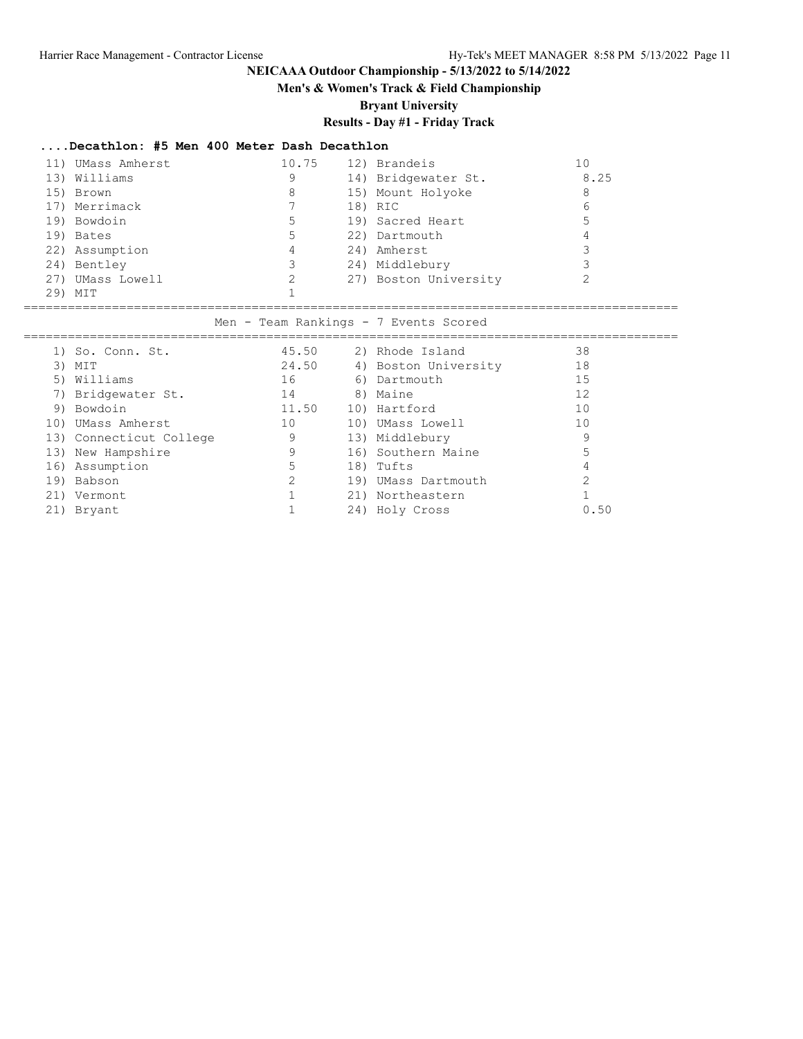**NEICAAA Outdoor Championship - 5/13/2022 to 5/14/2022**

**Men's & Women's Track & Field Championship**

**Bryant University**

**Results - Day #1 - Friday Track**

### ....Decathlon: #5 Men 400 Meter Dash Decathlon

| | | | |
|---|---|---|---|
| 11) UMass Amherst | 10.75 | 12) Brandeis | 10 |
| 13) Williams | 9 | 14) Bridgewater St. | 8.25 |
| 15) Brown | 8 | 15) Mount Holyoke | 8 |
| 17) Merrimack | 7 | 18) RIC | 6 |
| 19) Bowdoin | 5 | 19) Sacred Heart | 5 |
| 19) Bates | 5 | 22) Dartmouth | 4 |
| 22) Assumption | 4 | 24) Amherst | 3 |
| 24) Bentley | 3 | 24) Middlebury | 3 |
| 27) UMass Lowell | 2 | 27) Boston University | 2 |
| 29) MIT | 1 | | |

### Men - Team Rankings - 7 Events Scored

| | | | |
|---|---|---|---|
| 1) So. Conn. St. | 45.50 | 2) Rhode Island | 38 |
| 3) MIT | 24.50 | 4) Boston University | 18 |
| 5) Williams | 16 | 6) Dartmouth | 15 |
| 7) Bridgewater St. | 14 | 8) Maine | 12 |
| 9) Bowdoin | 11.50 | 10) Hartford | 10 |
| 10) UMass Amherst | 10 | 10) UMass Lowell | 10 |
| 13) Connecticut College | 9 | 13) Middlebury | 9 |
| 13) New Hampshire | 9 | 16) Southern Maine | 5 |
| 16) Assumption | 5 | 18) Tufts | 4 |
| 19) Babson | 2 | 19) UMass Dartmouth | 2 |
| 21) Vermont | 1 | 21) Northeastern | 1 |
| 21) Bryant | 1 | 24) Holy Cross | 0.50 |